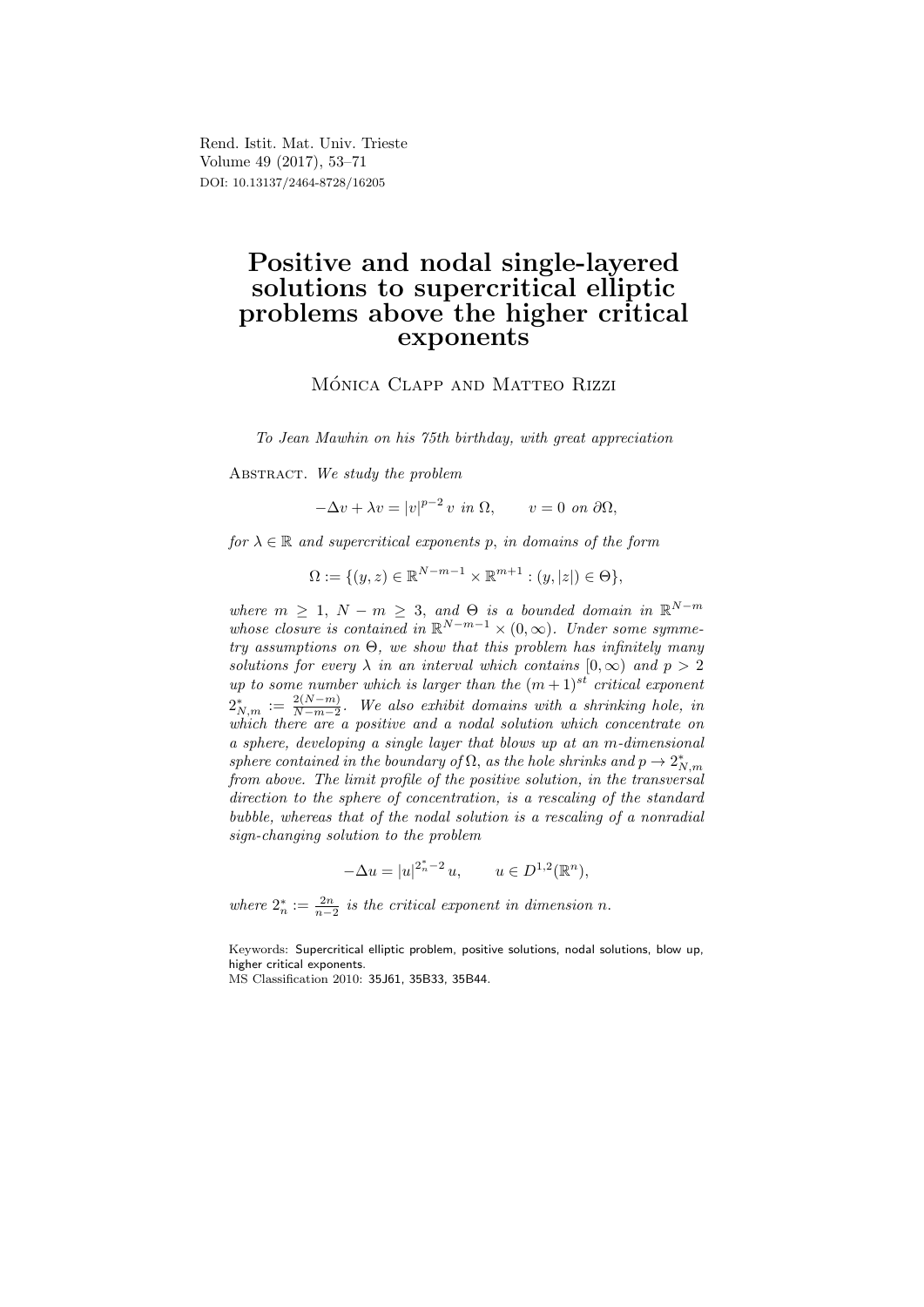# Positive and nodal single-layered solutions to supercritical elliptic problems above the higher critical exponents

Mónica Clapp and Matteo Rizzi

*To Jean Mawhin on his 75th birthday, with great appreciation*

Abstract. *We study the problem*

$$-\Delta v + \lambda v = |v|^{p-2}\, v \ \text{ in } \Omega, \qquad v = 0 \ \text{ on } \partial\Omega,$$

*for $\lambda \in \mathbb{R}$ and supercritical exponents $p$, in domains of the form*

$$\Omega := \{(y,z) \in \mathbb{R}^{N-m-1} \times \mathbb{R}^{m+1} : (y,|z|) \in \Theta\},$$

*where $m \geq 1$, $N - m \geq 3$, and $\Theta$ is a bounded domain in $\mathbb{R}^{N-m}$ whose closure is contained in $\mathbb{R}^{N-m-1} \times (0,\infty)$. Under some symmetry assumptions on $\Theta$, we show that this problem has infinitely many solutions for every $\lambda$ in an interval which contains $[0,\infty)$ and $p > 2$ up to some number which is larger than the $(m+1)^{st}$ critical exponent $2^*_{N,m} := \frac{2(N-m)}{N-m-2}$. We also exhibit domains with a shrinking hole, in which there are a positive and a nodal solution which concentrate on a sphere, developing a single layer that blows up at an $m$-dimensional sphere contained in the boundary of $\Omega$, as the hole shrinks and $p \to 2^*_{N,m}$ from above. The limit profile of the positive solution, in the transversal direction to the sphere of concentration, is a rescaling of the standard bubble, whereas that of the nodal solution is a rescaling of a nonradial sign-changing solution to the problem*

$$-\Delta u = |u|^{2^*_n - 2}\, u, \qquad u \in D^{1,2}(\mathbb{R}^n),$$

*where $2^*_n := \frac{2n}{n-2}$ is the critical exponent in dimension $n$.*

Keywords: Supercritical elliptic problem, positive solutions, nodal solutions, blow up, higher critical exponents.
MS Classification 2010: 35J61, 35B33, 35B44.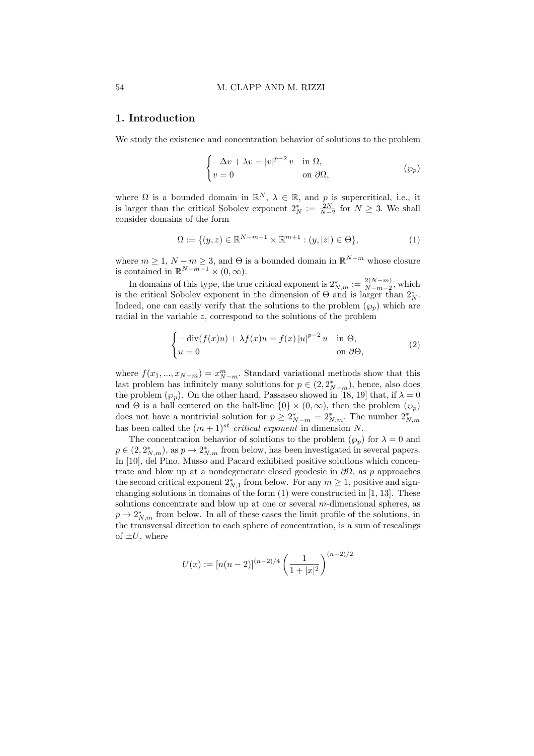## 1. Introduction

We study the existence and concentration behavior of solutions to the problem

$$\begin{cases} -\Delta v + \lambda v = |v|^{p-2}\, v & \text{in } \Omega, \\ v = 0 & \text{on } \partial\Omega, \end{cases} \tag{$\wp_p$}$$

where $\Omega$ is a bounded domain in $\mathbb{R}^N$, $\lambda \in \mathbb{R}$, and $p$ is supercritical, i.e., it is larger than the critical Sobolev exponent $2_N^* := \frac{2N}{N-2}$ for $N \geq 3$. We shall consider domains of the form

$$\Omega := \{(y, z) \in \mathbb{R}^{N-m-1} \times \mathbb{R}^{m+1} : (y, |z|) \in \Theta\}, \tag{1}$$

where $m \geq 1$, $N - m \geq 3$, and $\Theta$ is a bounded domain in $\mathbb{R}^{N-m}$ whose closure is contained in $\mathbb{R}^{N-m-1} \times (0, \infty)$.

In domains of this type, the true critical exponent is $2_{N,m}^* := \frac{2(N-m)}{N-m-2}$, which is the critical Sobolev exponent in the dimension of $\Theta$ and is larger than $2_N^*$. Indeed, one can easily verify that the solutions to the problem $(\wp_p)$ which are radial in the variable $z$, correspond to the solutions of the problem

$$\begin{cases} -\operatorname{div}(f(x)u) + \lambda f(x)u = f(x)\, |u|^{p-2}\, u & \text{in } \Theta, \\ u = 0 & \text{on } \partial\Theta, \end{cases} \tag{2}$$

where $f(x_1, ..., x_{N-m}) = x_{N-m}^m$. Standard variational methods show that this last problem has infinitely many solutions for $p \in (2, 2_{N-m}^*)$, hence, also does the problem $(\wp_p)$. On the other hand, Passaseo showed in [18, 19] that, if $\lambda = 0$ and $\Theta$ is a ball centered on the half-line $\{0\} \times (0, \infty)$, then the problem $(\wp_p)$ does not have a nontrivial solution for $p \geq 2_{N-m}^* = 2_{N,m}^*$. The number $2_{N,m}^*$ has been called the $(m+1)^{st}$ *critical exponent* in dimension $N$.

The concentration behavior of solutions to the problem $(\wp_p)$ for $\lambda = 0$ and $p \in (2, 2_{N,m}^*)$, as $p \to 2_{N,m}^*$ from below, has been investigated in several papers. In [10], del Pino, Musso and Pacard exhibited positive solutions which concentrate and blow up at a nondegenerate closed geodesic in $\partial\Omega$, as $p$ approaches the second critical exponent $2_{N,1}^*$ from below. For any $m \geq 1$, positive and sign-changing solutions in domains of the form (1) were constructed in [1, 13]. These solutions concentrate and blow up at one or several $m$-dimensional spheres, as $p \to 2_{N,m}^*$ from below. In all of these cases the limit profile of the solutions, in the transversal direction to each sphere of concentration, is a sum of rescalings of $\pm U$, where

$$U(x) := [n(n-2)]^{(n-2)/4} \left( \frac{1}{1 + |x|^2} \right)^{(n-2)/2}$$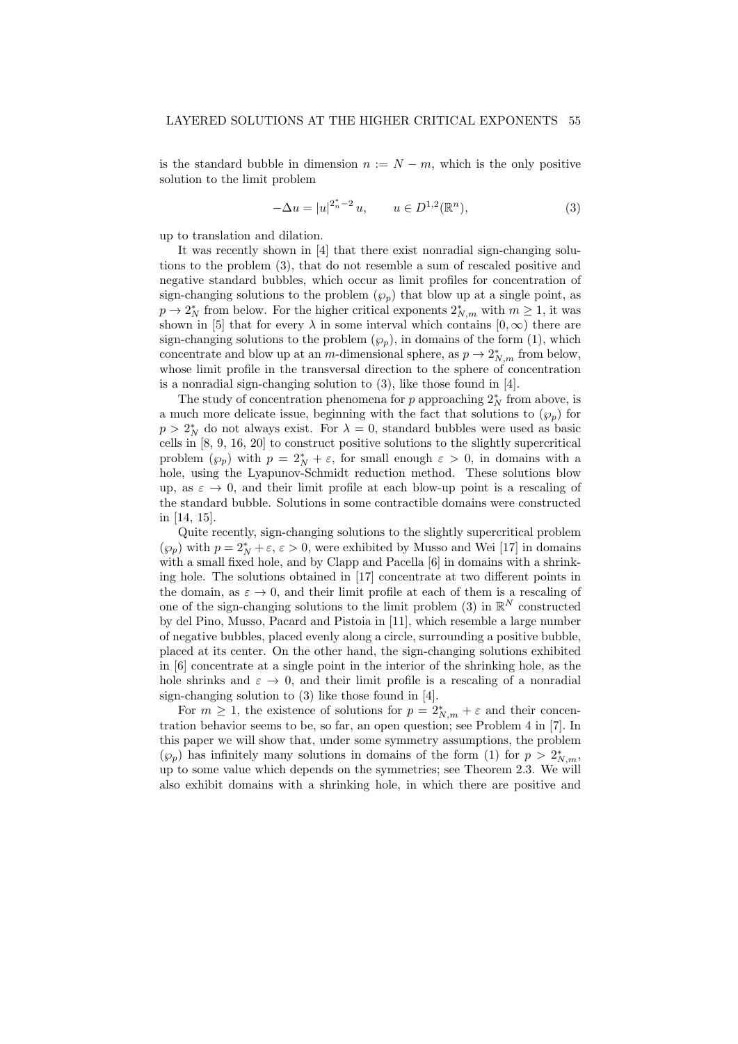is the standard bubble in dimension $n := N - m$, which is the only positive solution to the limit problem

$$-\Delta u = |u|^{2_n^* - 2}\, u, \qquad u \in D^{1,2}(\mathbb{R}^n), \tag{3}$$

up to translation and dilation.

It was recently shown in [4] that there exist nonradial sign-changing solutions to the problem (3), that do not resemble a sum of rescaled positive and negative standard bubbles, which occur as limit profiles for concentration of sign-changing solutions to the problem $(\wp_p)$ that blow up at a single point, as $p \to 2_N^*$ from below. For the higher critical exponents $2_{N,m}^*$ with $m \geq 1$, it was shown in [5] that for every $\lambda$ in some interval which contains $[0, \infty)$ there are sign-changing solutions to the problem $(\wp_p)$, in domains of the form (1), which concentrate and blow up at an $m$-dimensional sphere, as $p \to 2_{N,m}^*$ from below, whose limit profile in the transversal direction to the sphere of concentration is a nonradial sign-changing solution to (3), like those found in [4].

The study of concentration phenomena for $p$ approaching $2_N^*$ from above, is a much more delicate issue, beginning with the fact that solutions to $(\wp_p)$ for $p > 2_N^*$ do not always exist. For $\lambda = 0$, standard bubbles were used as basic cells in [8, 9, 16, 20] to construct positive solutions to the slightly supercritical problem $(\wp_p)$ with $p = 2_N^* + \varepsilon$, for small enough $\varepsilon > 0$, in domains with a hole, using the Lyapunov-Schmidt reduction method. These solutions blow up, as $\varepsilon \to 0$, and their limit profile at each blow-up point is a rescaling of the standard bubble. Solutions in some contractible domains were constructed in [14, 15].

Quite recently, sign-changing solutions to the slightly supercritical problem $(\wp_p)$ with $p = 2_N^* + \varepsilon$, $\varepsilon > 0$, were exhibited by Musso and Wei [17] in domains with a small fixed hole, and by Clapp and Pacella [6] in domains with a shrinking hole. The solutions obtained in [17] concentrate at two different points in the domain, as $\varepsilon \to 0$, and their limit profile at each of them is a rescaling of one of the sign-changing solutions to the limit problem (3) in $\mathbb{R}^N$ constructed by del Pino, Musso, Pacard and Pistoia in [11], which resemble a large number of negative bubbles, placed evenly along a circle, surrounding a positive bubble, placed at its center. On the other hand, the sign-changing solutions exhibited in [6] concentrate at a single point in the interior of the shrinking hole, as the hole shrinks and $\varepsilon \to 0$, and their limit profile is a rescaling of a nonradial sign-changing solution to (3) like those found in [4].

For $m \geq 1$, the existence of solutions for $p = 2_{N,m}^* + \varepsilon$ and their concentration behavior seems to be, so far, an open question; see Problem 4 in [7]. In this paper we will show that, under some symmetry assumptions, the problem $(\wp_p)$ has infinitely many solutions in domains of the form (1) for $p > 2_{N,m}^*$, up to some value which depends on the symmetries; see Theorem 2.3. We will also exhibit domains with a shrinking hole, in which there are positive and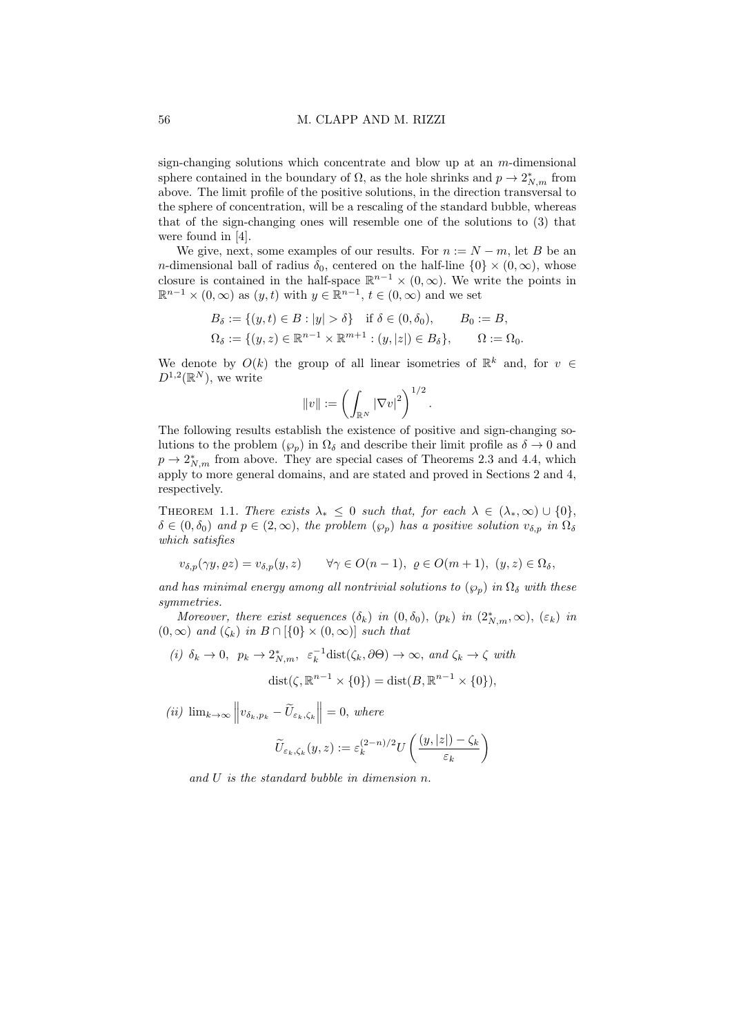sign-changing solutions which concentrate and blow up at an $m$-dimensional sphere contained in the boundary of $\Omega$, as the hole shrinks and $p \to 2^*_{N,m}$ from above. The limit profile of the positive solutions, in the direction transversal to the sphere of concentration, will be a rescaling of the standard bubble, whereas that of the sign-changing ones will resemble one of the solutions to (3) that were found in [4].

We give, next, some examples of our results. For $n := N - m$, let $B$ be an $n$-dimensional ball of radius $\delta_0$, centered on the half-line $\{0\} \times (0, \infty)$, whose closure is contained in the half-space $\mathbb{R}^{n-1} \times (0, \infty)$. We write the points in $\mathbb{R}^{n-1} \times (0, \infty)$ as $(y, t)$ with $y \in \mathbb{R}^{n-1}$, $t \in (0, \infty)$ and we set

$$B_\delta := \{(y,t) \in B : |y| > \delta\} \quad \text{if } \delta \in (0, \delta_0), \qquad B_0 := B,$$
$$\Omega_\delta := \{(y,z) \in \mathbb{R}^{n-1} \times \mathbb{R}^{m+1} : (y, |z|) \in B_\delta\}, \qquad \Omega := \Omega_0.$$

We denote by $O(k)$ the group of all linear isometries of $\mathbb{R}^k$ and, for $v \in D^{1,2}(\mathbb{R}^N)$, we write

$$\|v\| := \left( \int_{\mathbb{R}^N} |\nabla v|^2 \right)^{1/2}.$$

The following results establish the existence of positive and sign-changing solutions to the problem $(\wp_p)$ in $\Omega_\delta$ and describe their limit profile as $\delta \to 0$ and $p \to 2^*_{N,m}$ from above. They are special cases of Theorems 2.3 and 4.4, which apply to more general domains, and are stated and proved in Sections 2 and 4, respectively.

Theorem 1.1. *There exists $\lambda_* \leq 0$ such that, for each $\lambda \in (\lambda_*, \infty) \cup \{0\}$, $\delta \in (0, \delta_0)$ and $p \in (2, \infty)$, the problem $(\wp_p)$ has a positive solution $v_{\delta,p}$ in $\Omega_\delta$ which satisfies*

$$v_{\delta,p}(\gamma y, \varrho z) = v_{\delta,p}(y,z) \qquad \forall \gamma \in O(n-1),\ \varrho \in O(m+1),\ (y,z) \in \Omega_\delta,$$

*and has minimal energy among all nontrivial solutions to $(\wp_p)$ in $\Omega_\delta$ with these symmetries.*

*Moreover, there exist sequences $(\delta_k)$ in $(0, \delta_0)$, $(p_k)$ in $(2^*_{N,m}, \infty)$, $(\varepsilon_k)$ in $(0, \infty)$ and $(\zeta_k)$ in $B \cap [\{0\} \times (0, \infty)]$ such that*

*(i) $\delta_k \to 0$, $p_k \to 2^*_{N,m}$, $\varepsilon_k^{-1} \operatorname{dist}(\zeta_k, \partial\Theta) \to \infty$, and $\zeta_k \to \zeta$ with*

$$\operatorname{dist}(\zeta, \mathbb{R}^{n-1} \times \{0\}) = \operatorname{dist}(B, \mathbb{R}^{n-1} \times \{0\}),$$

*(ii) $\lim_{k\to\infty} \left\| v_{\delta_k, p_k} - \widetilde{U}_{\varepsilon_k, \zeta_k} \right\| = 0$, where*

$$\widetilde{U}_{\varepsilon_k,\zeta_k}(y,z) := \varepsilon_k^{(2-n)/2} U\left( \frac{(y,|z|) - \zeta_k}{\varepsilon_k} \right)$$

*and $U$ is the standard bubble in dimension $n$.*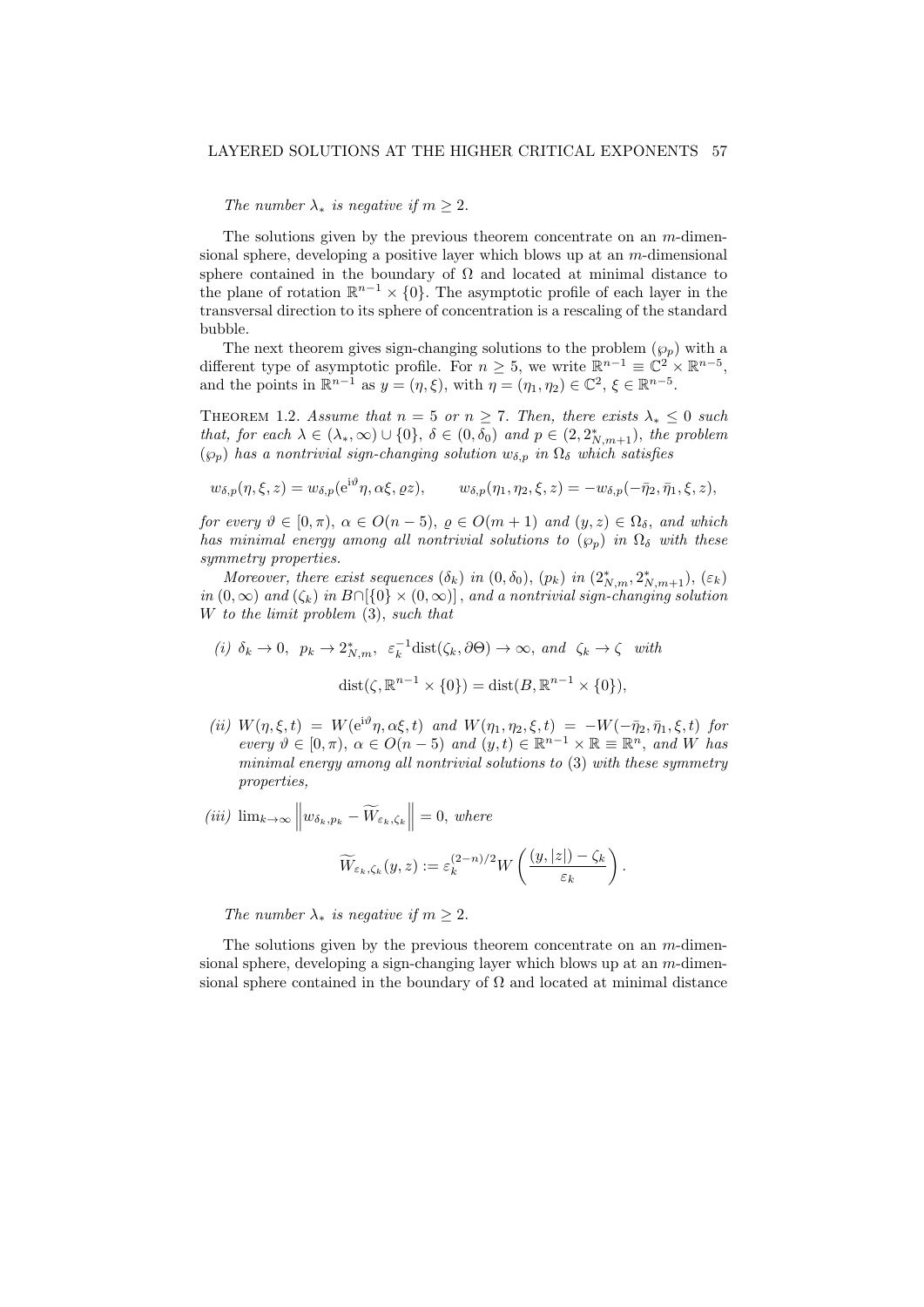*The number $\lambda_*$ is negative if $m \geq 2$.*

The solutions given by the previous theorem concentrate on an $m$-dimensional sphere, developing a positive layer which blows up at an $m$-dimensional sphere contained in the boundary of $\Omega$ and located at minimal distance to the plane of rotation $\mathbb{R}^{n-1} \times \{0\}$. The asymptotic profile of each layer in the transversal direction to its sphere of concentration is a rescaling of the standard bubble.

The next theorem gives sign-changing solutions to the problem $(\wp_p)$ with a different type of asymptotic profile. For $n \geq 5$, we write $\mathbb{R}^{n-1} \equiv \mathbb{C}^2 \times \mathbb{R}^{n-5}$, and the points in $\mathbb{R}^{n-1}$ as $y = (\eta, \xi)$, with $\eta = (\eta_1, \eta_2) \in \mathbb{C}^2$, $\xi \in \mathbb{R}^{n-5}$.

Theorem 1.2. *Assume that $n = 5$ or $n \geq 7$. Then, there exists $\lambda_* \leq 0$ such that, for each $\lambda \in (\lambda_*, \infty) \cup \{0\}$, $\delta \in (0, \delta_0)$ and $p \in (2, 2^*_{N,m+1})$, the problem $(\wp_p)$ has a nontrivial sign-changing solution $w_{\delta,p}$ in $\Omega_\delta$ which satisfies*

$$w_{\delta,p}(\eta, \xi, z) = w_{\delta,p}(\mathrm{e}^{\mathrm{i}\vartheta}\eta, \alpha\xi, \varrho z), \qquad w_{\delta,p}(\eta_1, \eta_2, \xi, z) = -w_{\delta,p}(-\bar{\eta}_2, \bar{\eta}_1, \xi, z),$$

*for every $\vartheta \in [0, \pi)$, $\alpha \in O(n-5)$, $\varrho \in O(m+1)$ and $(y, z) \in \Omega_\delta$, and which has minimal energy among all nontrivial solutions to $(\wp_p)$ in $\Omega_\delta$ with these symmetry properties.*

*Moreover, there exist sequences $(\delta_k)$ in $(0, \delta_0)$, $(p_k)$ in $(2^*_{N,m}, 2^*_{N,m+1})$, $(\varepsilon_k)$ in $(0, \infty)$ and $(\zeta_k)$ in $B \cap [\{0\} \times (0, \infty)]$, and a nontrivial sign-changing solution $W$ to the limit problem* (3)*, such that*

*(i)* $\delta_k \to 0$, $p_k \to 2^*_{N,m}$, $\varepsilon_k^{-1}\mathrm{dist}(\zeta_k, \partial\Theta) \to \infty$, *and* $\zeta_k \to \zeta$ *with*

$$\mathrm{dist}(\zeta, \mathbb{R}^{n-1} \times \{0\}) = \mathrm{dist}(B, \mathbb{R}^{n-1} \times \{0\}),$$

*(ii)* $W(\eta, \xi, t) = W(\mathrm{e}^{\mathrm{i}\vartheta}\eta, \alpha\xi, t)$ *and* $W(\eta_1, \eta_2, \xi, t) = -W(-\bar{\eta}_2, \bar{\eta}_1, \xi, t)$ *for every $\vartheta \in [0, \pi)$, $\alpha \in O(n-5)$ and $(y, t) \in \mathbb{R}^{n-1} \times \mathbb{R} \equiv \mathbb{R}^n$, and $W$ has minimal energy among all nontrivial solutions to* (3) *with these symmetry properties,*

*(iii)* $\lim_{k\to\infty} \left\| w_{\delta_k,p_k} - \widetilde{W}_{\varepsilon_k,\zeta_k} \right\| = 0$, *where*

$$\widetilde{W}_{\varepsilon_k,\zeta_k}(y, z) := \varepsilon_k^{(2-n)/2} W\left(\frac{(y, |z|) - \zeta_k}{\varepsilon_k}\right).$$

*The number $\lambda_*$ is negative if $m \geq 2$.*

The solutions given by the previous theorem concentrate on an $m$-dimensional sphere, developing a sign-changing layer which blows up at an $m$-dimensional sphere contained in the boundary of $\Omega$ and located at minimal distance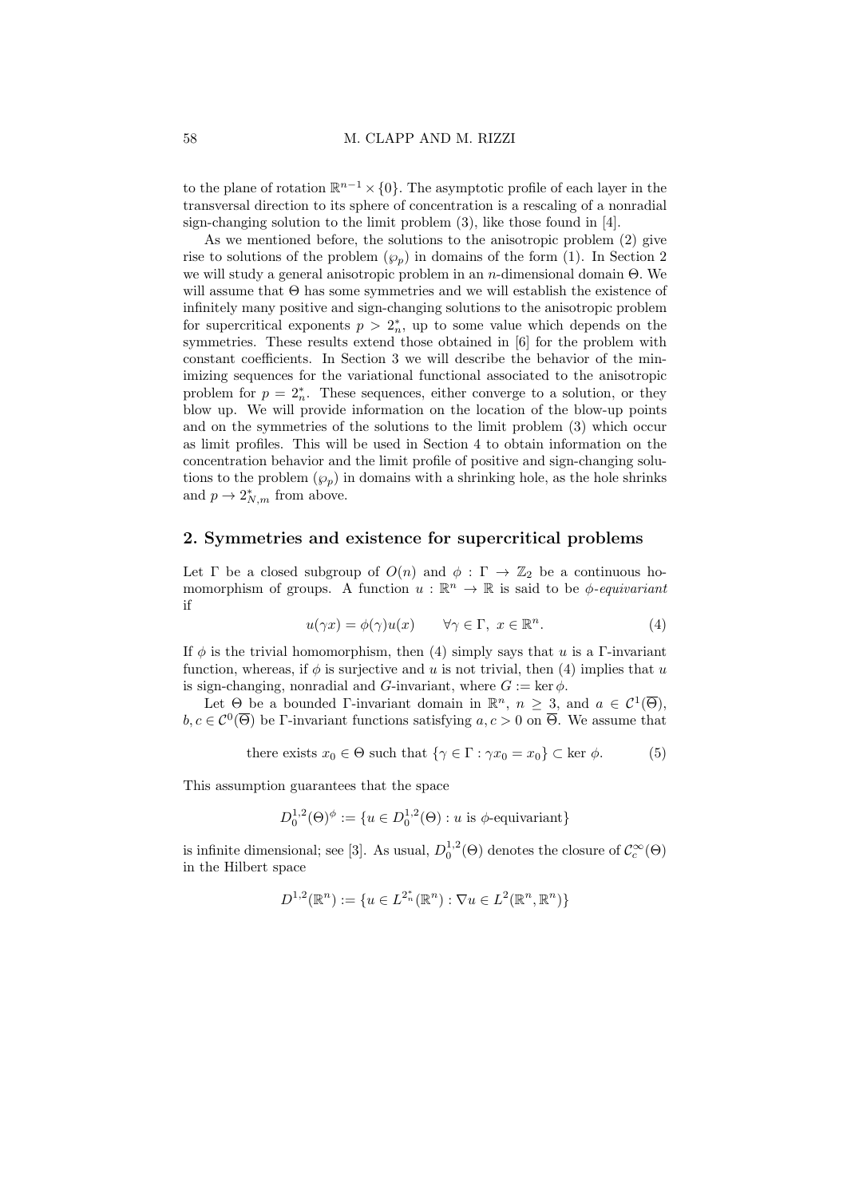to the plane of rotation $\mathbb{R}^{n-1} \times \{0\}$. The asymptotic profile of each layer in the transversal direction to its sphere of concentration is a rescaling of a nonradial sign-changing solution to the limit problem (3), like those found in [4].

As we mentioned before, the solutions to the anisotropic problem (2) give rise to solutions of the problem $(\wp_p)$ in domains of the form (1). In Section 2 we will study a general anisotropic problem in an $n$-dimensional domain $\Theta$. We will assume that $\Theta$ has some symmetries and we will establish the existence of infinitely many positive and sign-changing solutions to the anisotropic problem for supercritical exponents $p > 2_n^*$, up to some value which depends on the symmetries. These results extend those obtained in [6] for the problem with constant coefficients. In Section 3 we will describe the behavior of the minimizing sequences for the variational functional associated to the anisotropic problem for $p = 2_n^*$. These sequences, either converge to a solution, or they blow up. We will provide information on the location of the blow-up points and on the symmetries of the solutions to the limit problem (3) which occur as limit profiles. This will be used in Section 4 to obtain information on the concentration behavior and the limit profile of positive and sign-changing solutions to the problem $(\wp_p)$ in domains with a shrinking hole, as the hole shrinks and $p \to 2_{N,m}^*$ from above.

## 2. Symmetries and existence for supercritical problems

Let $\Gamma$ be a closed subgroup of $O(n)$ and $\phi : \Gamma \to \mathbb{Z}_2$ be a continuous homomorphism of groups. A function $u : \mathbb{R}^n \to \mathbb{R}$ is said to be *$\phi$-equivariant* if

$$u(\gamma x) = \phi(\gamma)u(x) \qquad \forall \gamma \in \Gamma,\ x \in \mathbb{R}^n. \tag{4}$$

If $\phi$ is the trivial homomorphism, then (4) simply says that $u$ is a $\Gamma$-invariant function, whereas, if $\phi$ is surjective and $u$ is not trivial, then (4) implies that $u$ is sign-changing, nonradial and $G$-invariant, where $G := \ker \phi$.

Let $\Theta$ be a bounded $\Gamma$-invariant domain in $\mathbb{R}^n$, $n \geq 3$, and $a \in \mathcal{C}^1(\overline{\Theta})$, $b, c \in \mathcal{C}^0(\overline{\Theta})$ be $\Gamma$-invariant functions satisfying $a, c > 0$ on $\overline{\Theta}$. We assume that

$$\text{there exists } x_0 \in \Theta \text{ such that } \{\gamma \in \Gamma : \gamma x_0 = x_0\} \subset \ker \phi. \tag{5}$$

This assumption guarantees that the space

$$D_0^{1,2}(\Theta)^\phi := \{u \in D_0^{1,2}(\Theta) : u \text{ is } \phi\text{-equivariant}\}$$

is infinite dimensional; see [3]. As usual, $D_0^{1,2}(\Theta)$ denotes the closure of $\mathcal{C}_c^\infty(\Theta)$ in the Hilbert space

$$D^{1,2}(\mathbb{R}^n) := \{u \in L^{2_n^*}(\mathbb{R}^n) : \nabla u \in L^2(\mathbb{R}^n, \mathbb{R}^n)\}$$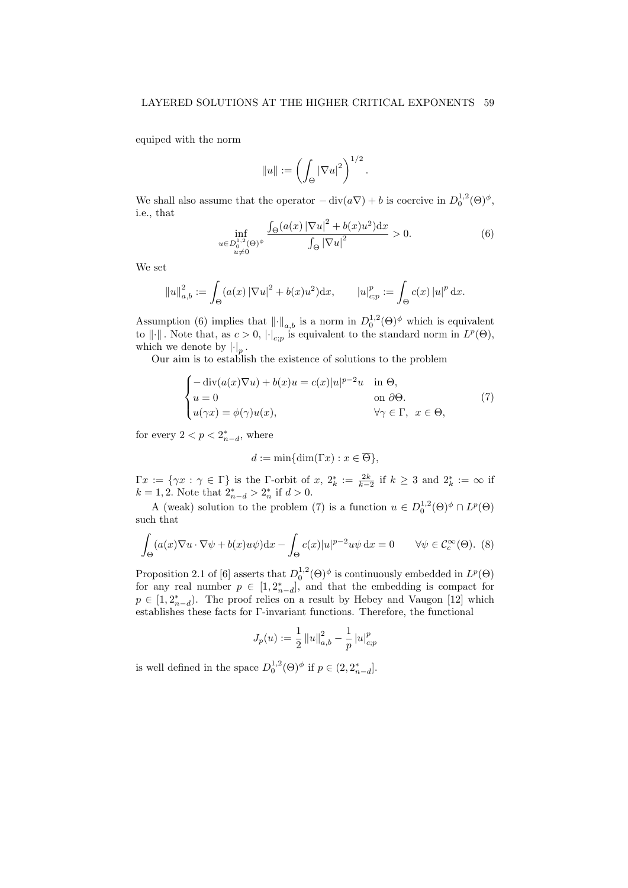equiped with the norm

$$\|u\| := \left( \int_\Theta |\nabla u|^2 \right)^{1/2}.$$

We shall also assume that the operator $-\operatorname{div}(a\nabla) + b$ is coercive in $D_0^{1,2}(\Theta)^\phi$, i.e., that

$$\inf_{\substack{u \in D_0^{1,2}(\Theta)^\phi \\ u \neq 0}} \frac{\int_\Theta (a(x)\,|\nabla u|^2 + b(x)u^2)\mathrm{d}x}{\int_\Theta |\nabla u|^2} > 0. \tag{6}$$

We set

$$\|u\|_{a,b}^2 := \int_\Theta (a(x)\,|\nabla u|^2 + b(x)u^2)\mathrm{d}x, \qquad |u|_{c;p}^p := \int_\Theta c(x)\,|u|^p\,\mathrm{d}x.$$

Assumption (6) implies that $\|\cdot\|_{a,b}$ is a norm in $D_0^{1,2}(\Theta)^\phi$ which is equivalent to $\|\cdot\|$. Note that, as $c > 0$, $|\cdot|_{c;p}$ is equivalent to the standard norm in $L^p(\Theta)$, which we denote by $|\cdot|_p$.

Our aim is to establish the existence of solutions to the problem

$$\begin{cases} -\operatorname{div}(a(x)\nabla u) + b(x)u = c(x)|u|^{p-2}u & \text{in } \Theta, \\ u = 0 & \text{on } \partial\Theta. \\ u(\gamma x) = \phi(\gamma)u(x), & \forall \gamma \in \Gamma, \ \ x \in \Theta, \end{cases} \tag{7}$$

for every $2 < p < 2_{n-d}^*$, where

$$d := \min\{\dim(\Gamma x) : x \in \overline{\Theta}\},$$

$\Gamma x := \{\gamma x : \gamma \in \Gamma\}$ is the $\Gamma$-orbit of $x$, $2_k^* := \frac{2k}{k-2}$ if $k \geq 3$ and $2_k^* := \infty$ if $k = 1, 2$. Note that $2_{n-d}^* > 2_n^*$ if $d > 0$.

A (weak) solution to the problem (7) is a function $u \in D_0^{1,2}(\Theta)^\phi \cap L^p(\Theta)$ such that

$$\int_\Theta (a(x)\nabla u \cdot \nabla \psi + b(x)u\psi)\mathrm{d}x - \int_\Theta c(x)|u|^{p-2}u\psi\,\mathrm{d}x = 0 \qquad \forall \psi \in \mathcal{C}_c^\infty(\Theta). \tag{8}$$

Proposition 2.1 of [6] asserts that $D_0^{1,2}(\Theta)^\phi$ is continuously embedded in $L^p(\Theta)$ for any real number $p \in [1, 2_{n-d}^*]$, and that the embedding is compact for $p \in [1, 2_{n-d}^*)$. The proof relies on a result by Hebey and Vaugon [12] which establishes these facts for $\Gamma$-invariant functions. Therefore, the functional

$$J_p(u) := \frac{1}{2}\,\|u\|_{a,b}^2 - \frac{1}{p}\,|u|_{c;p}^p$$

is well defined in the space $D_0^{1,2}(\Theta)^\phi$ if $p \in (2, 2_{n-d}^*]$.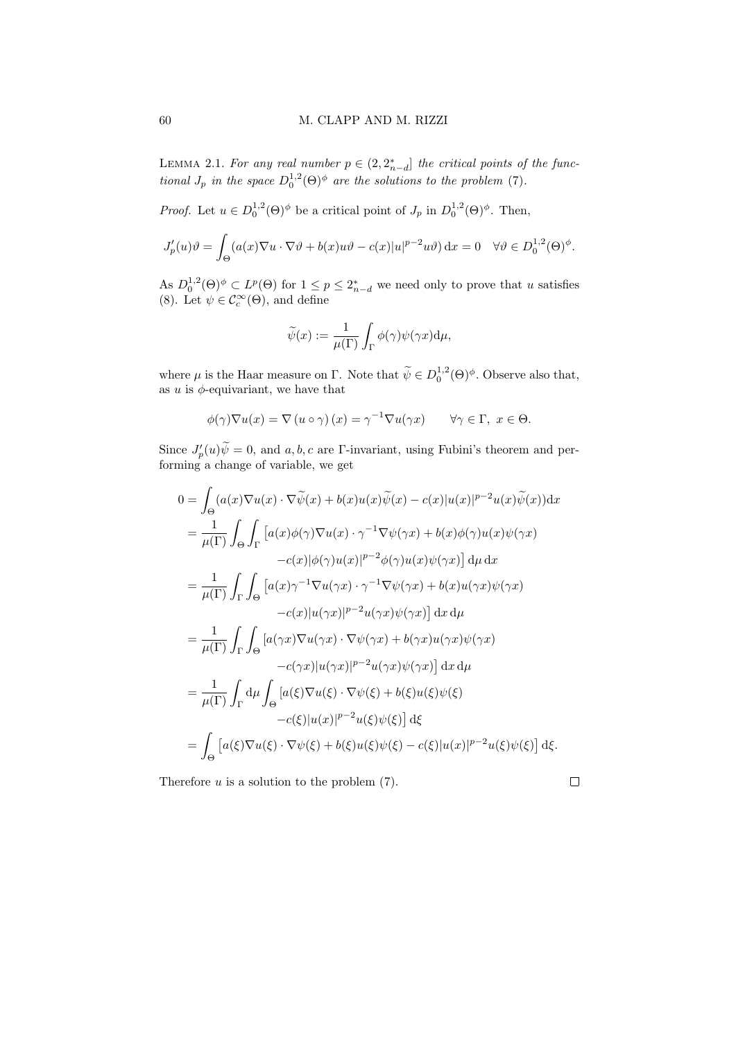Lemma 2.1. *For any real number $p \in (2, 2^*_{n-d}]$ the critical points of the functional $J_p$ in the space $D_0^{1,2}(\Theta)^\phi$ are the solutions to the problem* (7).

*Proof.* Let $u \in D_0^{1,2}(\Theta)^\phi$ be a critical point of $J_p$ in $D_0^{1,2}(\Theta)^\phi$. Then,

$$J_p'(u)\vartheta = \int_\Theta (a(x)\nabla u \cdot \nabla\vartheta + b(x)u\vartheta - c(x)|u|^{p-2}u\vartheta)\,\mathrm{d}x = 0 \quad \forall \vartheta \in D_0^{1,2}(\Theta)^\phi.$$

As $D_0^{1,2}(\Theta)^\phi \subset L^p(\Theta)$ for $1 \le p \le 2^*_{n-d}$ we need only to prove that $u$ satisfies (8). Let $\psi \in \mathcal{C}_c^\infty(\Theta)$, and define

$$\widetilde{\psi}(x) := \frac{1}{\mu(\Gamma)} \int_\Gamma \phi(\gamma)\psi(\gamma x)\mathrm{d}\mu,$$

where $\mu$ is the Haar measure on $\Gamma$. Note that $\widetilde{\psi} \in D_0^{1,2}(\Theta)^\phi$. Observe also that, as $u$ is $\phi$-equivariant, we have that

$$\phi(\gamma)\nabla u(x) = \nabla\left(u \circ \gamma\right)(x) = \gamma^{-1}\nabla u(\gamma x) \qquad \forall \gamma \in \Gamma,\ x \in \Theta.$$

Since $J_p'(u)\widetilde{\psi} = 0$, and $a, b, c$ are $\Gamma$-invariant, using Fubini's theorem and performing a change of variable, we get

$$\begin{aligned}
0 &= \int_\Theta (a(x)\nabla u(x) \cdot \nabla\widetilde{\psi}(x) + b(x)u(x)\widetilde{\psi}(x) - c(x)|u(x)|^{p-2}u(x)\widetilde{\psi}(x))\mathrm{d}x \\
&= \frac{1}{\mu(\Gamma)} \int_\Theta \int_\Gamma \big[a(x)\phi(\gamma)\nabla u(x) \cdot \gamma^{-1}\nabla\psi(\gamma x) + b(x)\phi(\gamma)u(x)\psi(\gamma x) \\
&\qquad\qquad - c(x)|\phi(\gamma)u(x)|^{p-2}\phi(\gamma)u(x)\psi(\gamma x)\big]\,\mathrm{d}\mu\,\mathrm{d}x \\
&= \frac{1}{\mu(\Gamma)} \int_\Gamma \int_\Theta \big[a(x)\gamma^{-1}\nabla u(\gamma x) \cdot \gamma^{-1}\nabla\psi(\gamma x) + b(x)u(\gamma x)\psi(\gamma x) \\
&\qquad\qquad - c(x)|u(\gamma x)|^{p-2}u(\gamma x)\psi(\gamma x)\big]\,\mathrm{d}x\,\mathrm{d}\mu \\
&= \frac{1}{\mu(\Gamma)} \int_\Gamma \int_\Theta [a(\gamma x)\nabla u(\gamma x) \cdot \nabla\psi(\gamma x) + b(\gamma x)u(\gamma x)\psi(\gamma x) \\
&\qquad\qquad - c(\gamma x)|u(\gamma x)|^{p-2}u(\gamma x)\psi(\gamma x)\big]\,\mathrm{d}x\,\mathrm{d}\mu \\
&= \frac{1}{\mu(\Gamma)} \int_\Gamma \mathrm{d}\mu \int_\Theta [a(\xi)\nabla u(\xi) \cdot \nabla\psi(\xi) + b(\xi)u(\xi)\psi(\xi) \\
&\qquad\qquad - c(\xi)|u(x)|^{p-2}u(\xi)\psi(\xi)\big]\,\mathrm{d}\xi \\
&= \int_\Theta \big[a(\xi)\nabla u(\xi) \cdot \nabla\psi(\xi) + b(\xi)u(\xi)\psi(\xi) - c(\xi)|u(x)|^{p-2}u(\xi)\psi(\xi)\big]\,\mathrm{d}\xi.
\end{aligned}$$

Therefore $u$ is a solution to the problem (7). $\square$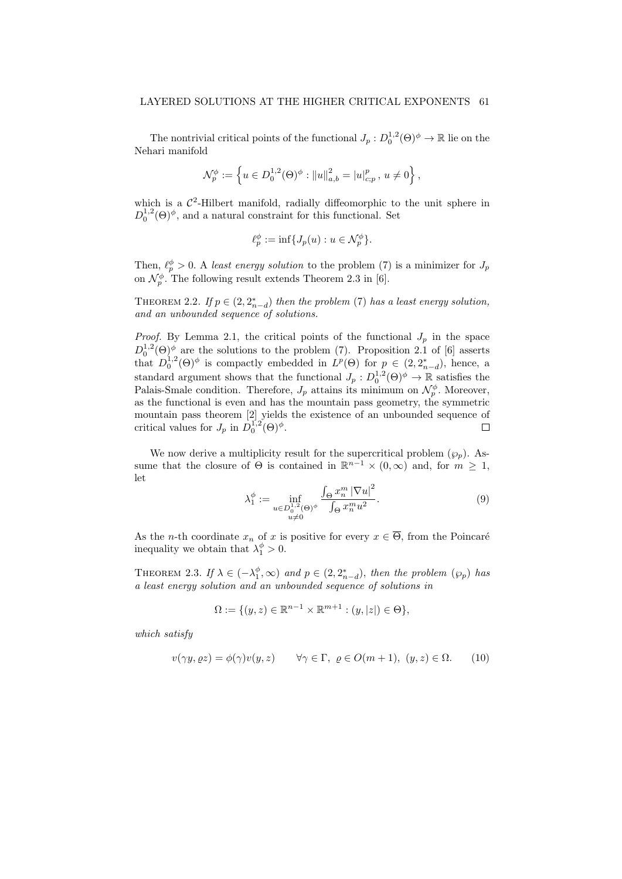The nontrivial critical points of the functional $J_p : D_0^{1,2}(\Theta)^\phi \to \mathbb{R}$ lie on the Nehari manifold

$$\mathcal{N}_p^\phi := \left\{ u \in D_0^{1,2}(\Theta)^\phi : \|u\|_{a,b}^2 = |u|_{c;p}^p \,,\ u \neq 0 \right\},$$

which is a $\mathcal{C}^2$-Hilbert manifold, radially diffeomorphic to the unit sphere in $D_0^{1,2}(\Theta)^\phi$, and a natural constraint for this functional. Set

$$\ell_p^\phi := \inf\{J_p(u) : u \in \mathcal{N}_p^\phi\}.$$

Then, $\ell_p^\phi > 0$. A *least energy solution* to the problem (7) is a minimizer for $J_p$ on $\mathcal{N}_p^\phi$. The following result extends Theorem 2.3 in [6].

THEOREM 2.2. *If $p \in (2, 2_{n-d}^*)$ then the problem (7) has a least energy solution, and an unbounded sequence of solutions.*

*Proof.* By Lemma 2.1, the critical points of the functional $J_p$ in the space $D_0^{1,2}(\Theta)^\phi$ are the solutions to the problem (7). Proposition 2.1 of [6] asserts that $D_0^{1,2}(\Theta)^\phi$ is compactly embedded in $L^p(\Theta)$ for $p \in (2, 2_{n-d}^*)$, hence, a standard argument shows that the functional $J_p : D_0^{1,2}(\Theta)^\phi \to \mathbb{R}$ satisfies the Palais-Smale condition. Therefore, $J_p$ attains its minimum on $\mathcal{N}_p^\phi$. Moreover, as the functional is even and has the mountain pass geometry, the symmetric mountain pass theorem [2] yields the existence of an unbounded sequence of critical values for $J_p$ in $D_0^{1,2}(\Theta)^\phi$. $\square$

We now derive a multiplicity result for the supercritical problem $(\wp_p)$. Assume that the closure of $\Theta$ is contained in $\mathbb{R}^{n-1} \times (0, \infty)$ and, for $m \geq 1$, let

$$\lambda_1^\phi := \inf_{\substack{u \in D_0^{1,2}(\Theta)^\phi \\ u \neq 0}} \frac{\int_\Theta x_n^m \left|\nabla u\right|^2}{\int_\Theta x_n^m u^2}. \tag{9}$$

As the $n$-th coordinate $x_n$ of $x$ is positive for every $x \in \overline{\Theta}$, from the Poincaré inequality we obtain that $\lambda_1^\phi > 0$.

THEOREM 2.3. *If $\lambda \in (-\lambda_1^\phi, \infty)$ and $p \in (2, 2_{n-d}^*)$, then the problem $(\wp_p)$ has a least energy solution and an unbounded sequence of solutions in*

$$\Omega := \{(y, z) \in \mathbb{R}^{n-1} \times \mathbb{R}^{m+1} : (y, |z|) \in \Theta\},$$

*which satisfy*

$$v(\gamma y, \varrho z) = \phi(\gamma) v(y, z) \qquad \forall \gamma \in \Gamma,\ \varrho \in O(m+1),\ (y, z) \in \Omega. \tag{10}$$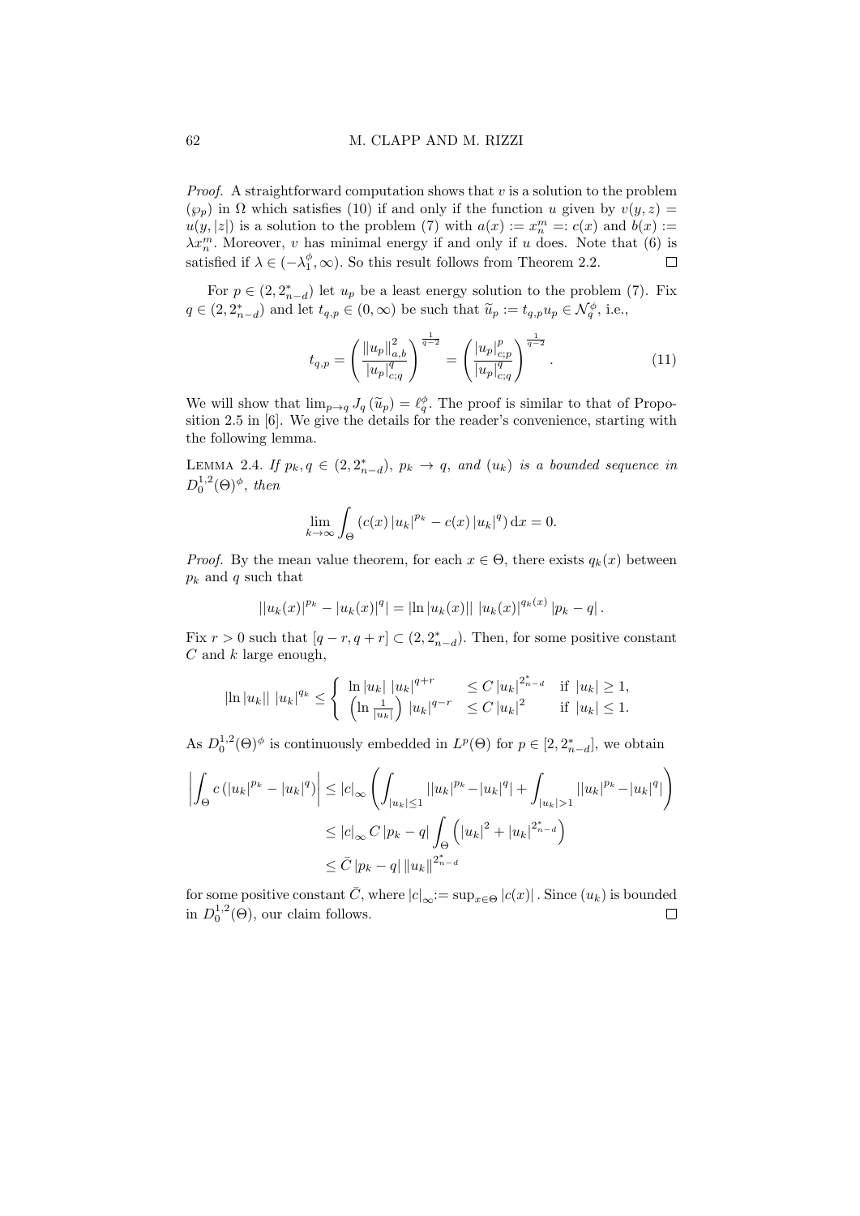*Proof.* A straightforward computation shows that $v$ is a solution to the problem $(\wp_p)$ in $\Omega$ which satisfies (10) if and only if the function $u$ given by $v(y,z) = u(y,|z|)$ is a solution to the problem (7) with $a(x) := x_n^m =: c(x)$ and $b(x) := \lambda x_n^m$. Moreover, $v$ has minimal energy if and only if $u$ does. Note that (6) is satisfied if $\lambda \in (-\lambda_1^\phi, \infty)$. So this result follows from Theorem 2.2. $\square$

For $p \in (2, 2^*_{n-d})$ let $u_p$ be a least energy solution to the problem (7). Fix $q \in (2, 2^*_{n-d})$ and let $t_{q,p} \in (0,\infty)$ be such that $\widetilde{u}_p := t_{q,p} u_p \in \mathcal{N}_q^\phi$, i.e.,

$$t_{q,p} = \left( \frac{\|u_p\|_{a,b}^2}{|u_p|_{c;q}^q} \right)^{\frac{1}{q-2}} = \left( \frac{|u_p|_{c;p}^p}{|u_p|_{c;q}^q} \right)^{\frac{1}{q-2}}. \tag{11}$$

We will show that $\lim_{p \to q} J_q(\widetilde{u}_p) = \ell_q^\phi$. The proof is similar to that of Proposition 2.5 in [6]. We give the details for the reader's convenience, starting with the following lemma.

LEMMA 2.4. *If $p_k, q \in (2, 2^*_{n-d})$, $p_k \to q$, and $(u_k)$ is a bounded sequence in $D_0^{1,2}(\Theta)^\phi$, then*

$$\lim_{k\to\infty} \int_\Theta \left( c(x) |u_k|^{p_k} - c(x) |u_k|^q \right) \mathrm{d}x = 0.$$

*Proof.* By the mean value theorem, for each $x \in \Theta$, there exists $q_k(x)$ between $p_k$ and $q$ such that

$$\left| |u_k(x)|^{p_k} - |u_k(x)|^q \right| = \left| \ln |u_k(x)| \right| |u_k(x)|^{q_k(x)} |p_k - q|.$$

Fix $r > 0$ such that $[q - r, q + r] \subset (2, 2^*_{n-d})$. Then, for some positive constant $C$ and $k$ large enough,

$$\left| \ln |u_k| \right| |u_k|^{q_k} \leq \begin{cases} \ln |u_k| \, |u_k|^{q+r} & \leq C \, |u_k|^{2^*_{n-d}} \quad \text{if } |u_k| \geq 1, \\ \left( \ln \frac{1}{|u_k|} \right) |u_k|^{q-r} & \leq C \, |u_k|^2 \quad \text{if } |u_k| \leq 1. \end{cases}$$

As $D_0^{1,2}(\Theta)^\phi$ is continuously embedded in $L^p(\Theta)$ for $p \in [2, 2^*_{n-d}]$, we obtain

$$\begin{aligned} \left| \int_\Theta c \left( |u_k|^{p_k} - |u_k|^q \right) \right| &\leq |c|_\infty \left( \int_{|u_k| \leq 1} \left| |u_k|^{p_k} - |u_k|^q \right| + \int_{|u_k| > 1} \left| |u_k|^{p_k} - |u_k|^q \right| \right) \\ &\leq |c|_\infty \, C \, |p_k - q| \int_\Theta \left( |u_k|^2 + |u_k|^{2^*_{n-d}} \right) \\ &\leq \bar{C} \, |p_k - q| \, \|u_k\|^{2^*_{n-d}} \end{aligned}$$

for some positive constant $\bar{C}$, where $|c|_\infty := \sup_{x \in \Theta} |c(x)|$. Since $(u_k)$ is bounded in $D_0^{1,2}(\Theta)$, our claim follows. $\square$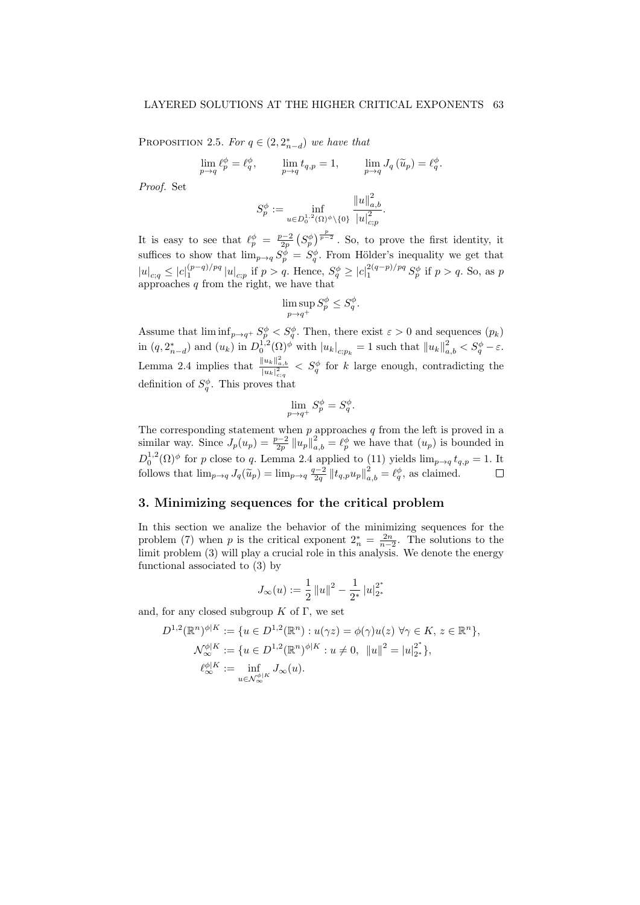PROPOSITION 2.5. *For $q \in (2, 2^*_{n-d})$ we have that*

$$\lim_{p \to q} \ell_p^\phi = \ell_q^\phi, \qquad \lim_{p \to q} t_{q,p} = 1, \qquad \lim_{p \to q} J_q(\widetilde{u}_p) = \ell_q^\phi.$$

*Proof.* Set

$$S_p^\phi := \inf_{u \in D_0^{1,2}(\Omega)^\phi \setminus \{0\}} \frac{\|u\|_{a,b}^2}{|u|_{c;p}^2}.$$

It is easy to see that $\ell_p^\phi = \frac{p-2}{2p} \left(S_p^\phi\right)^{\frac{p}{p-2}}$. So, to prove the first identity, it suffices to show that $\lim_{p \to q} S_p^\phi = S_q^\phi$. From Hölder's inequality we get that $|u|_{c;q} \leq |c|_1^{(p-q)/pq} |u|_{c;p}$ if $p > q$. Hence, $S_q^\phi \geq |c|_1^{2(q-p)/pq} S_p^\phi$ if $p > q$. So, as $p$ approaches $q$ from the right, we have that

$$\limsup_{p \to q^+} S_p^\phi \leq S_q^\phi.$$

Assume that $\liminf_{p \to q^+} S_p^\phi < S_q^\phi$. Then, there exist $\varepsilon > 0$ and sequences $(p_k)$ in $(q, 2^*_{n-d})$ and $(u_k)$ in $D_0^{1,2}(\Omega)^\phi$ with $|u_k|_{c;p_k} = 1$ such that $\|u_k\|_{a,b}^2 < S_q^\phi - \varepsilon$. Lemma 2.4 implies that $\frac{\|u_k\|_{a,b}^2}{|u_k|_{c;q}^2} < S_q^\phi$ for $k$ large enough, contradicting the definition of $S_q^\phi$. This proves that

$$\lim_{p \to q^+} S_p^\phi = S_q^\phi.$$

The corresponding statement when $p$ approaches $q$ from the left is proved in a similar way. Since $J_p(u_p) = \frac{p-2}{2p} \|u_p\|_{a,b}^2 = \ell_p^\phi$ we have that $(u_p)$ is bounded in $D_0^{1,2}(\Omega)^\phi$ for $p$ close to $q$. Lemma 2.4 applied to (11) yields $\lim_{p \to q} t_{q,p} = 1$. It follows that $\lim_{p \to q} J_q(\widetilde{u}_p) = \lim_{p \to q} \frac{q-2}{2q} \|t_{q,p} u_p\|_{a,b}^2 = \ell_q^\phi$, as claimed. $\square$

## 3. Minimizing sequences for the critical problem

In this section we analize the behavior of the minimizing sequences for the problem (7) when $p$ is the critical exponent $2^*_n = \frac{2n}{n-2}$. The solutions to the limit problem (3) will play a crucial role in this analysis. We denote the energy functional associated to (3) by

$$J_\infty(u) := \frac{1}{2} \|u\|^2 - \frac{1}{2^*} |u|_{2^*}^{2^*}$$

and, for any closed subgroup $K$ of $\Gamma$, we set

$$D^{1,2}(\mathbb{R}^n)^{\phi|K} := \{u \in D^{1,2}(\mathbb{R}^n) : u(\gamma z) = \phi(\gamma) u(z) \ \forall \gamma \in K, \, z \in \mathbb{R}^n\},$$
$$\mathcal{N}_\infty^{\phi|K} := \{u \in D^{1,2}(\mathbb{R}^n)^{\phi|K} : u \neq 0, \ \|u\|^2 = |u|_{2^*}^{2^*}\},$$
$$\ell_\infty^{\phi|K} := \inf_{u \in \mathcal{N}_\infty^{\phi|K}} J_\infty(u).$$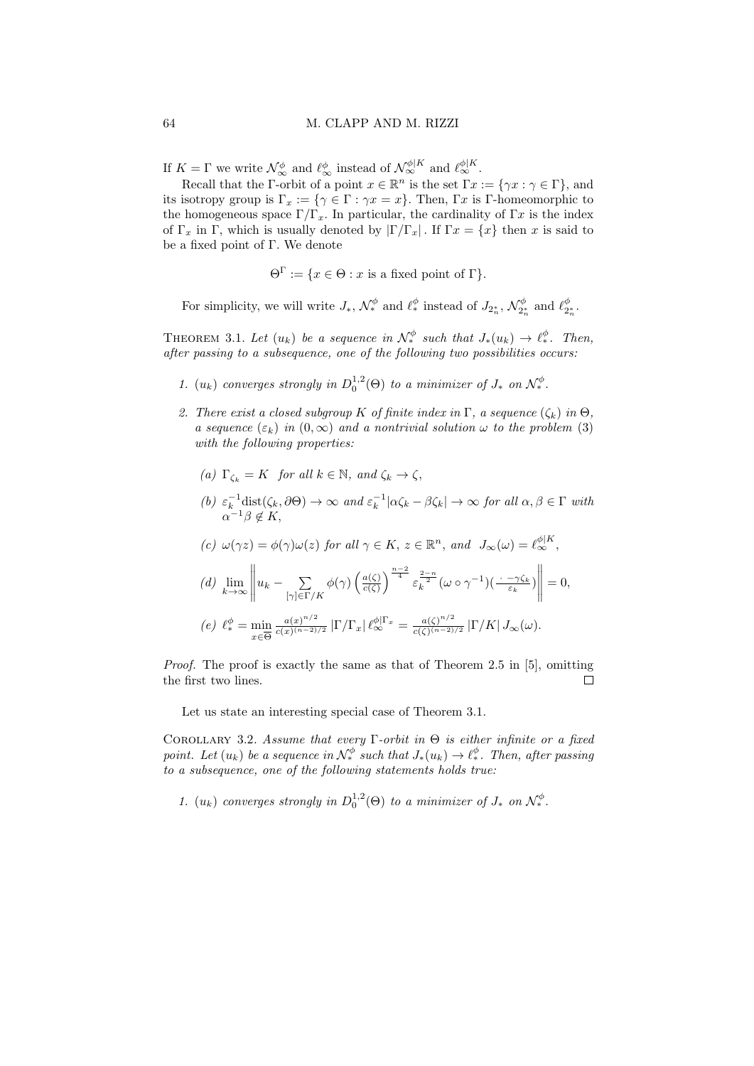If $K = \Gamma$ we write $\mathcal{N}_\infty^\phi$ and $\ell_\infty^\phi$ instead of $\mathcal{N}_\infty^{\phi|K}$ and $\ell_\infty^{\phi|K}$.

Recall that the $\Gamma$-orbit of a point $x \in \mathbb{R}^n$ is the set $\Gamma x := \{\gamma x : \gamma \in \Gamma\}$, and its isotropy group is $\Gamma_x := \{\gamma \in \Gamma : \gamma x = x\}$. Then, $\Gamma x$ is $\Gamma$-homeomorphic to the homogeneous space $\Gamma/\Gamma_x$. In particular, the cardinality of $\Gamma x$ is the index of $\Gamma_x$ in $\Gamma$, which is usually denoted by $|\Gamma/\Gamma_x|$. If $\Gamma x = \{x\}$ then $x$ is said to be a fixed point of $\Gamma$. We denote

$$\Theta^\Gamma := \{x \in \Theta : x \text{ is a fixed point of } \Gamma\}.$$

For simplicity, we will write $J_*$, $\mathcal{N}_*^\phi$ and $\ell_*^\phi$ instead of $J_{2_n^*}$, $\mathcal{N}_{2_n^*}^\phi$ and $\ell_{2_n^*}^\phi$.

Theorem 3.1. *Let $(u_k)$ be a sequence in $\mathcal{N}_*^\phi$ such that $J_*(u_k) \to \ell_*^\phi$. Then, after passing to a subsequence, one of the following two possibilities occurs:*

1. *$(u_k)$ converges strongly in $D_0^{1,2}(\Theta)$ to a minimizer of $J_*$ on $\mathcal{N}_*^\phi$.*
2. *There exist a closed subgroup $K$ of finite index in $\Gamma$, a sequence $(\zeta_k)$ in $\Theta$, a sequence $(\varepsilon_k)$ in $(0,\infty)$ and a nontrivial solution $\omega$ to the problem (3) with the following properties:*
   - *(a) $\Gamma_{\zeta_k} = K$ for all $k \in \mathbb{N}$, and $\zeta_k \to \zeta$,*
   - *(b) $\varepsilon_k^{-1}\operatorname{dist}(\zeta_k, \partial\Theta) \to \infty$ and $\varepsilon_k^{-1}|\alpha\zeta_k - \beta\zeta_k| \to \infty$ for all $\alpha, \beta \in \Gamma$ with $\alpha^{-1}\beta \notin K$,*
   - *(c) $\omega(\gamma z) = \phi(\gamma)\omega(z)$ for all $\gamma \in K$, $z \in \mathbb{R}^n$, and $J_\infty(\omega) = \ell_\infty^{\phi|K}$,*
   - *(d) $\lim\limits_{k\to\infty} \left\| u_k - \sum\limits_{[\gamma]\in\Gamma/K} \phi(\gamma) \left(\frac{a(\zeta)}{c(\zeta)}\right)^{\frac{n-2}{4}} \varepsilon_k^{\frac{2-n}{2}} (\omega \circ \gamma^{-1})(\frac{\,\cdot\, - \gamma\zeta_k}{\varepsilon_k}) \right\| = 0,$*
   - *(e) $\ell_*^\phi = \min\limits_{x\in\overline{\Theta}} \frac{a(x)^{n/2}}{c(x)^{(n-2)/2}} |\Gamma/\Gamma_x| \, \ell_\infty^{\phi|\Gamma_x} = \frac{a(\zeta)^{n/2}}{c(\zeta)^{(n-2)/2}} |\Gamma/K| \, J_\infty(\omega).$*

*Proof.* The proof is exactly the same as that of Theorem 2.5 in [5], omitting the first two lines. $\square$

Let us state an interesting special case of Theorem 3.1.

Corollary 3.2. *Assume that every $\Gamma$-orbit in $\Theta$ is either infinite or a fixed point. Let $(u_k)$ be a sequence in $\mathcal{N}_*^\phi$ such that $J_*(u_k) \to \ell_*^\phi$. Then, after passing to a subsequence, one of the following statements holds true:*

1. *$(u_k)$ converges strongly in $D_0^{1,2}(\Theta)$ to a minimizer of $J_*$ on $\mathcal{N}_*^\phi$.*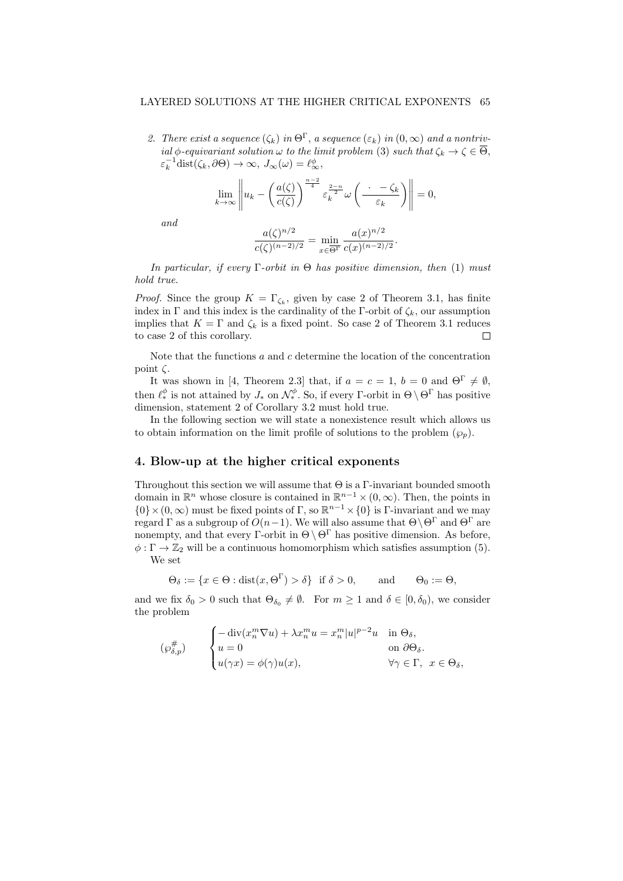*2. There exist a sequence $(\zeta_k)$ in $\Theta^\Gamma$, a sequence $(\varepsilon_k)$ in $(0,\infty)$ and a nontrivial $\phi$-equivariant solution $\omega$ to the limit problem* (3) *such that $\zeta_k \to \zeta \in \overline{\Theta}$, $\varepsilon_k^{-1}\mathrm{dist}(\zeta_k, \partial\Theta) \to \infty$, $J_\infty(\omega) = \ell_\infty^\phi$,*

$$\lim_{k\to\infty}\left\| u_k - \left(\frac{a(\zeta)}{c(\zeta)}\right)^{\frac{n-2}{4}} \varepsilon_k^{\frac{2-n}{2}}\,\omega\left(\frac{\cdot\ -\zeta_k}{\varepsilon_k}\right)\right\| = 0,$$

*and*

$$\frac{a(\zeta)^{n/2}}{c(\zeta)^{(n-2)/2}} = \min_{x\in\overline{\Theta^\Gamma}} \frac{a(x)^{n/2}}{c(x)^{(n-2)/2}}.$$

*In particular, if every $\Gamma$-orbit in $\Theta$ has positive dimension, then* (1) *must hold true.*

*Proof.* Since the group $K = \Gamma_{\zeta_k}$, given by case 2 of Theorem 3.1, has finite index in $\Gamma$ and this index is the cardinality of the $\Gamma$-orbit of $\zeta_k$, our assumption implies that $K = \Gamma$ and $\zeta_k$ is a fixed point. So case 2 of Theorem 3.1 reduces to case 2 of this corollary. $\square$

Note that the functions $a$ and $c$ determine the location of the concentration point $\zeta$.

It was shown in [4, Theorem 2.3] that, if $a = c = 1$, $b = 0$ and $\Theta^\Gamma \neq \emptyset$, then $\ell_*^\phi$ is not attained by $J_*$ on $\mathcal{N}_*^\phi$. So, if every $\Gamma$-orbit in $\Theta \setminus \Theta^\Gamma$ has positive dimension, statement 2 of Corollary 3.2 must hold true.

In the following section we will state a nonexistence result which allows us to obtain information on the limit profile of solutions to the problem $(\wp_p)$.

## 4. Blow-up at the higher critical exponents

Throughout this section we will assume that $\Theta$ is a $\Gamma$-invariant bounded smooth domain in $\mathbb{R}^n$ whose closure is contained in $\mathbb{R}^{n-1}\times(0,\infty)$. Then, the points in $\{0\}\times(0,\infty)$ must be fixed points of $\Gamma$, so $\mathbb{R}^{n-1}\times\{0\}$ is $\Gamma$-invariant and we may regard $\Gamma$ as a subgroup of $O(n-1)$. We will also assume that $\Theta\setminus\Theta^\Gamma$ and $\Theta^\Gamma$ are nonempty, and that every $\Gamma$-orbit in $\Theta\setminus\Theta^\Gamma$ has positive dimension. As before, $\phi : \Gamma \to \mathbb{Z}_2$ will be a continuous homomorphism which satisfies assumption (5).

We set

$$\Theta_\delta := \{x \in \Theta : \mathrm{dist}(x, \Theta^\Gamma) > \delta\} \ \text{ if } \delta > 0, \qquad \text{and} \qquad \Theta_0 := \Theta,$$

and we fix $\delta_0 > 0$ such that $\Theta_{\delta_0} \neq \emptyset$. For $m \geq 1$ and $\delta \in [0, \delta_0)$, we consider the problem

$$(\wp_{\delta,p}^{\#}) \qquad \begin{cases} -\operatorname{div}(x_n^m \nabla u) + \lambda x_n^m u = x_n^m |u|^{p-2}u & \text{in } \Theta_\delta, \\ u = 0 & \text{on } \partial\Theta_\delta. \\ u(\gamma x) = \phi(\gamma)u(x), & \forall \gamma \in \Gamma,\ \ x \in \Theta_\delta, \end{cases}$$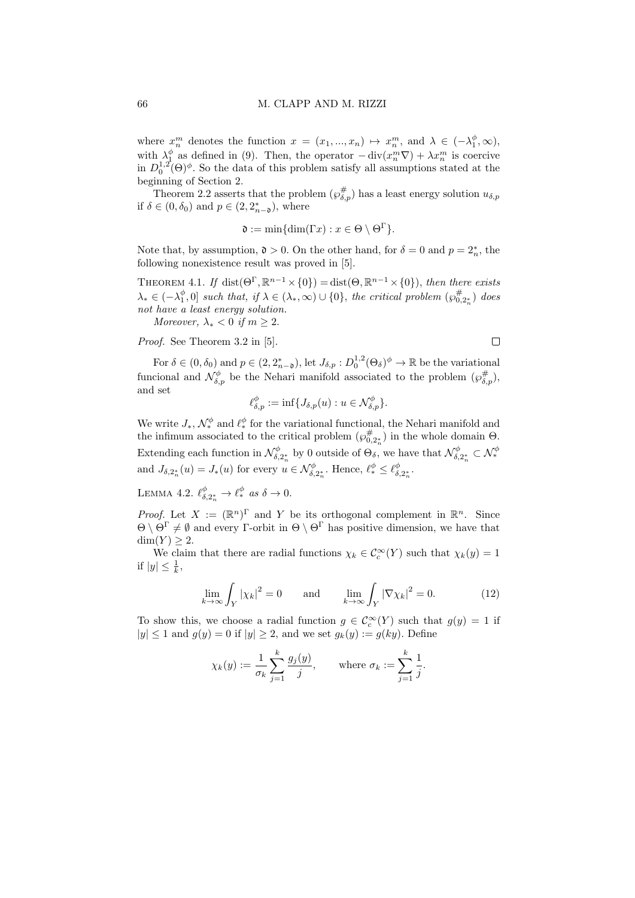where $x_n^m$ denotes the function $x = (x_1, ..., x_n) \mapsto x_n^m$, and $\lambda \in (-\lambda_1^\phi, \infty)$, with $\lambda_1^\phi$ as defined in (9). Then, the operator $-\operatorname{div}(x_n^m \nabla) + \lambda x_n^m$ is coercive in $D_0^{1,2}(\Theta)^\phi$. So the data of this problem satisfy all assumptions stated at the beginning of Section 2.

Theorem 2.2 asserts that the problem $(\wp_{\delta,p}^{\#})$ has a least energy solution $u_{\delta,p}$ if $\delta \in (0, \delta_0)$ and $p \in (2, 2^*_{n-\mathfrak{d}})$, where

$$\mathfrak{d} := \min\{\dim(\Gamma x) : x \in \Theta \setminus \Theta^\Gamma\}.$$

Note that, by assumption, $\mathfrak{d} > 0$. On the other hand, for $\delta = 0$ and $p = 2^*_n$, the following nonexistence result was proved in [5].

THEOREM 4.1. *If* $\operatorname{dist}(\Theta^\Gamma, \mathbb{R}^{n-1} \times \{0\}) = \operatorname{dist}(\Theta, \mathbb{R}^{n-1} \times \{0\})$, *then there exists* $\lambda_* \in (-\lambda_1^\phi, 0]$ *such that, if* $\lambda \in (\lambda_*, \infty) \cup \{0\}$, *the critical problem* $(\wp_{0,2^*_n}^{\#})$ *does not have a least energy solution.*

*Moreover,* $\lambda_* < 0$ *if* $m \geq 2$.

*Proof.* See Theorem 3.2 in [5]. □

For $\delta \in (0, \delta_0)$ and $p \in (2, 2^*_{n-\mathfrak{d}})$, let $J_{\delta,p} : D_0^{1,2}(\Theta_\delta)^\phi \to \mathbb{R}$ be the variational funcional and $\mathcal{N}_{\delta,p}^\phi$ be the Nehari manifold associated to the problem $(\wp_{\delta,p}^{\#})$, and set

$$\ell_{\delta,p}^\phi := \inf\{J_{\delta,p}(u) : u \in \mathcal{N}_{\delta,p}^\phi\}.$$

We write $J_*, \mathcal{N}_*^\phi$ and $\ell_*^\phi$ for the variational functional, the Nehari manifold and the infimum associated to the critical problem $(\wp_{0,2^*_n}^{\#})$ in the whole domain $\Theta$. Extending each function in $\mathcal{N}_{\delta,2^*_n}^\phi$ by 0 outside of $\Theta_\delta$, we have that $\mathcal{N}_{\delta,2^*_n}^\phi \subset \mathcal{N}_*^\phi$ and $J_{\delta,2^*_n}(u) = J_*(u)$ for every $u \in \mathcal{N}_{\delta,2^*_n}^\phi$. Hence, $\ell_*^\phi \leq \ell_{\delta,2^*_n}^\phi$.

LEMMA 4.2. $\ell_{\delta,2^*_n}^\phi \to \ell_*^\phi$ *as* $\delta \to 0$.

*Proof.* Let $X := (\mathbb{R}^n)^\Gamma$ and $Y$ be its orthogonal complement in $\mathbb{R}^n$. Since $\Theta \setminus \Theta^\Gamma \neq \emptyset$ and every $\Gamma$-orbit in $\Theta \setminus \Theta^\Gamma$ has positive dimension, we have that $\dim(Y) \geq 2$.

We claim that there are radial functions $\chi_k \in \mathcal{C}_c^\infty(Y)$ such that $\chi_k(y) = 1$ if $|y| \leq \frac{1}{k}$,

$$\lim_{k\to\infty} \int_Y |\chi_k|^2 = 0 \qquad \text{and} \qquad \lim_{k\to\infty} \int_Y |\nabla \chi_k|^2 = 0. \tag{12}$$

To show this, we choose a radial function $g \in \mathcal{C}_c^\infty(Y)$ such that $g(y) = 1$ if $|y| \leq 1$ and $g(y) = 0$ if $|y| \geq 2$, and we set $g_k(y) := g(ky)$. Define

$$\chi_k(y) := \frac{1}{\sigma_k} \sum_{j=1}^k \frac{g_j(y)}{j}, \qquad \text{where } \sigma_k := \sum_{j=1}^k \frac{1}{j}.$$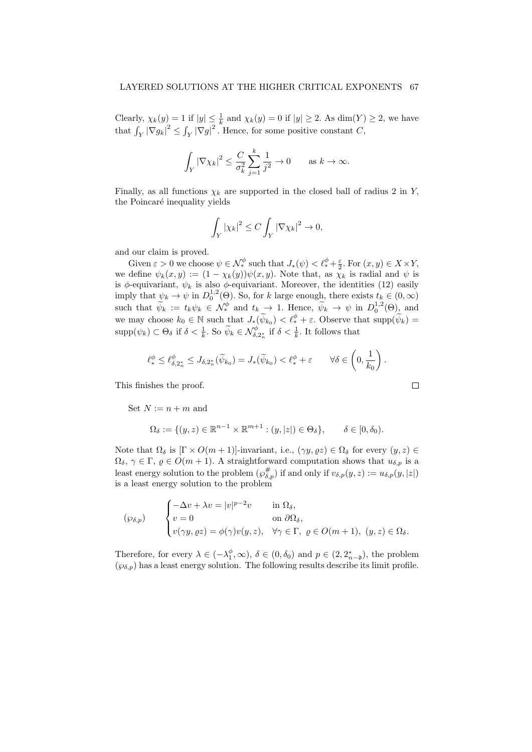Clearly, $\chi_k(y) = 1$ if $|y| \leq \frac{1}{k}$ and $\chi_k(y) = 0$ if $|y| \geq 2$. As $\dim(Y) \geq 2$, we have that $\int_Y |\nabla g_k|^2 \leq \int_Y |\nabla g|^2$. Hence, for some positive constant $C$,

$$\int_Y |\nabla \chi_k|^2 \leq \frac{C}{\sigma_k^2} \sum_{j=1}^{k} \frac{1}{j^2} \to 0 \qquad \text{as } k \to \infty.$$

Finally, as all functions $\chi_k$ are supported in the closed ball of radius 2 in $Y$, the Poincaré inequality yields

$$\int_Y |\chi_k|^2 \leq C \int_Y |\nabla \chi_k|^2 \to 0,$$

and our claim is proved.

Given $\varepsilon > 0$ we choose $\psi \in \mathcal{N}_*^\phi$ such that $J_*(\psi) < \ell_*^\phi + \frac{\varepsilon}{2}$. For $(x, y) \in X \times Y$, we define $\psi_k(x, y) := (1 - \chi_k(y))\psi(x, y)$. Note that, as $\chi_k$ is radial and $\psi$ is is $\phi$-equivariant, $\psi_k$ is also $\phi$-equivariant. Moreover, the identities (12) easily imply that $\psi_k \to \psi$ in $D_0^{1,2}(\Theta)$. So, for $k$ large enough, there exists $t_k \in (0, \infty)$ such that $\widetilde{\psi}_k := t_k \psi_k \in \mathcal{N}_*^\phi$ and $t_k \to 1$. Hence, $\widetilde{\psi}_k \to \psi$ in $D_0^{1,2}(\Theta)$, and we may choose $k_0 \in \mathbb{N}$ such that $J_*(\widetilde{\psi}_{k_0}) < \ell_*^\phi + \varepsilon$. Observe that $\operatorname{supp}(\widetilde{\psi}_k) = \operatorname{supp}(\psi_k) \subset \Theta_\delta$ if $\delta < \frac{1}{k}$. So $\widetilde{\psi}_k \in \mathcal{N}_{\delta, 2_n^*}^\phi$ if $\delta < \frac{1}{k}$. It follows that

$$\ell_*^\phi \leq \ell_{\delta, 2_n^*}^\phi \leq J_{\delta, 2_n^*}(\widetilde{\psi}_{k_0}) = J_*(\widetilde{\psi}_{k_0}) < \ell_*^\phi + \varepsilon \qquad \forall \delta \in \left(0, \frac{1}{k_0}\right).$$

This finishes the proof. $\square$

Set $N := n + m$ and

$$\Omega_\delta := \{(y, z) \in \mathbb{R}^{n-1} \times \mathbb{R}^{m+1} : (y, |z|) \in \Theta_\delta\}, \qquad \delta \in [0, \delta_0).$$

Note that $\Omega_\delta$ is $[\Gamma \times O(m+1)]$-invariant, i.e., $(\gamma y, \varrho z) \in \Omega_\delta$ for every $(y, z) \in \Omega_\delta$, $\gamma \in \Gamma$, $\varrho \in O(m+1)$. A straightforward computation shows that $u_{\delta,p}$ is a least energy solution to the problem $(\wp_{\delta,p}^\#)$ if and only if $v_{\delta,p}(y, z) := u_{\delta,p}(y, |z|)$ is a least energy solution to the problem

$$(\wp_{\delta,p}) \qquad \begin{cases} -\Delta v + \lambda v = |v|^{p-2} v & \text{in } \Omega_\delta, \\ v = 0 & \text{on } \partial\Omega_\delta, \\ v(\gamma y, \varrho z) = \phi(\gamma) v(y, z), & \forall \gamma \in \Gamma, \ \varrho \in O(m+1), \ (y, z) \in \Omega_\delta. \end{cases}$$

Therefore, for every $\lambda \in (-\lambda_1^\phi, \infty)$, $\delta \in (0, \delta_0)$ and $p \in (2, 2_{n-\mathfrak{d}}^*)$, the problem $(\wp_{\delta,p})$ has a least energy solution. The following results describe its limit profile.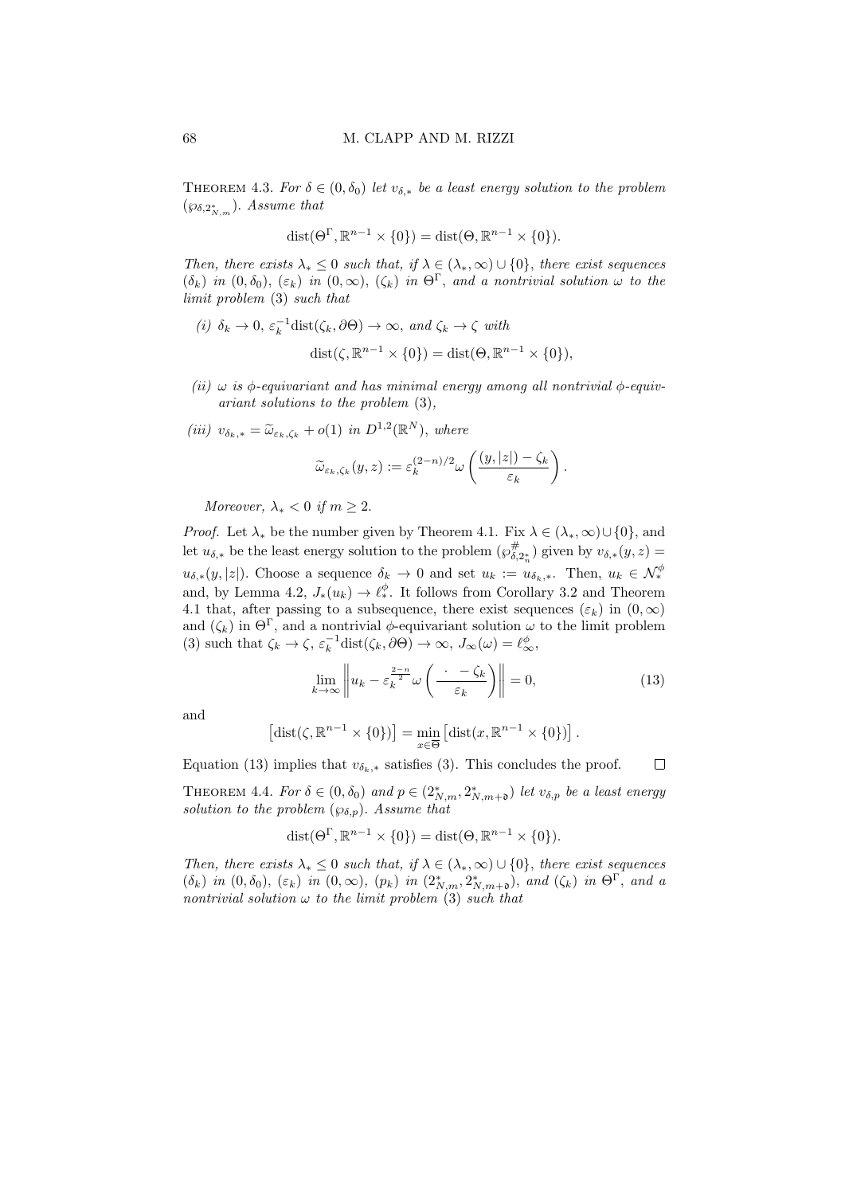**Theorem 4.3.** *For $\delta \in (0, \delta_0)$ let $v_{\delta,*}$ be a least energy solution to the problem $(\wp_{\delta,2^*_{N,m}})$. Assume that*

$$\mathrm{dist}(\Theta^\Gamma, \mathbb{R}^{n-1} \times \{0\}) = \mathrm{dist}(\Theta, \mathbb{R}^{n-1} \times \{0\}).$$

*Then, there exists $\lambda_* \leq 0$ such that, if $\lambda \in (\lambda_*, \infty) \cup \{0\}$, there exist sequences $(\delta_k)$ in $(0, \delta_0)$, $(\varepsilon_k)$ in $(0, \infty)$, $(\zeta_k)$ in $\Theta^\Gamma$, and a nontrivial solution $\omega$ to the limit problem* (3) *such that*

*(i)* $\delta_k \to 0$, $\varepsilon_k^{-1}\mathrm{dist}(\zeta_k, \partial\Theta) \to \infty$, *and* $\zeta_k \to \zeta$ *with*

$$\mathrm{dist}(\zeta, \mathbb{R}^{n-1} \times \{0\}) = \mathrm{dist}(\Theta, \mathbb{R}^{n-1} \times \{0\}),$$

*(ii)* $\omega$ *is $\phi$-equivariant and has minimal energy among all nontrivial $\phi$-equivariant solutions to the problem* (3),

*(iii)* $v_{\delta_k,*} = \widetilde{\omega}_{\varepsilon_k,\zeta_k} + o(1)$ *in* $D^{1,2}(\mathbb{R}^N)$, *where*

$$\widetilde{\omega}_{\varepsilon_k,\zeta_k}(y,z) := \varepsilon_k^{(2-n)/2}\omega\left(\frac{(y,|z|) - \zeta_k}{\varepsilon_k}\right).$$

*Moreover,* $\lambda_* < 0$ *if* $m \geq 2$.

*Proof.* Let $\lambda_*$ be the number given by Theorem 4.1. Fix $\lambda \in (\lambda_*, \infty) \cup \{0\}$, and let $u_{\delta,*}$ be the least energy solution to the problem $(\wp^{\#}_{\delta,2^*_n})$ given by $v_{\delta,*}(y,z) = u_{\delta,*}(y,|z|)$. Choose a sequence $\delta_k \to 0$ and set $u_k := u_{\delta_k,*}$. Then, $u_k \in \mathcal{N}^\phi_*$ and, by Lemma 4.2, $J_*(u_k) \to \ell^\phi_*$. It follows from Corollary 3.2 and Theorem 4.1 that, after passing to a subsequence, there exist sequences $(\varepsilon_k)$ in $(0, \infty)$ and $(\zeta_k)$ in $\Theta^\Gamma$, and a nontrivial $\phi$-equivariant solution $\omega$ to the limit problem (3) such that $\zeta_k \to \zeta$, $\varepsilon_k^{-1}\mathrm{dist}(\zeta_k, \partial\Theta) \to \infty$, $J_\infty(\omega) = \ell^\phi_\infty$,

$$\lim_{k\to\infty}\left\| u_k - \varepsilon_k^{\frac{2-n}{2}}\omega\left(\frac{\cdot\ - \zeta_k}{\varepsilon_k}\right)\right\| = 0, \tag{13}$$

and

$$\left[\mathrm{dist}(\zeta, \mathbb{R}^{n-1} \times \{0\})\right] = \min_{x\in\overline{\Theta}}\left[\mathrm{dist}(x, \mathbb{R}^{n-1} \times \{0\})\right].$$

Equation (13) implies that $v_{\delta_k,*}$ satisfies (3). This concludes the proof. $\square$

**Theorem 4.4.** *For $\delta \in (0, \delta_0)$ and $p \in (2^*_{N,m}, 2^*_{N,m+\mathfrak{d}})$ let $v_{\delta,p}$ be a least energy solution to the problem $(\wp_{\delta,p})$. Assume that*

$$\mathrm{dist}(\Theta^\Gamma, \mathbb{R}^{n-1} \times \{0\}) = \mathrm{dist}(\Theta, \mathbb{R}^{n-1} \times \{0\}).$$

*Then, there exists $\lambda_* \leq 0$ such that, if $\lambda \in (\lambda_*, \infty) \cup \{0\}$, there exist sequences $(\delta_k)$ in $(0, \delta_0)$, $(\varepsilon_k)$ in $(0, \infty)$, $(p_k)$ in $(2^*_{N,m}, 2^*_{N,m+\mathfrak{d}})$, and $(\zeta_k)$ in $\Theta^\Gamma$, and a nontrivial solution $\omega$ to the limit problem* (3) *such that*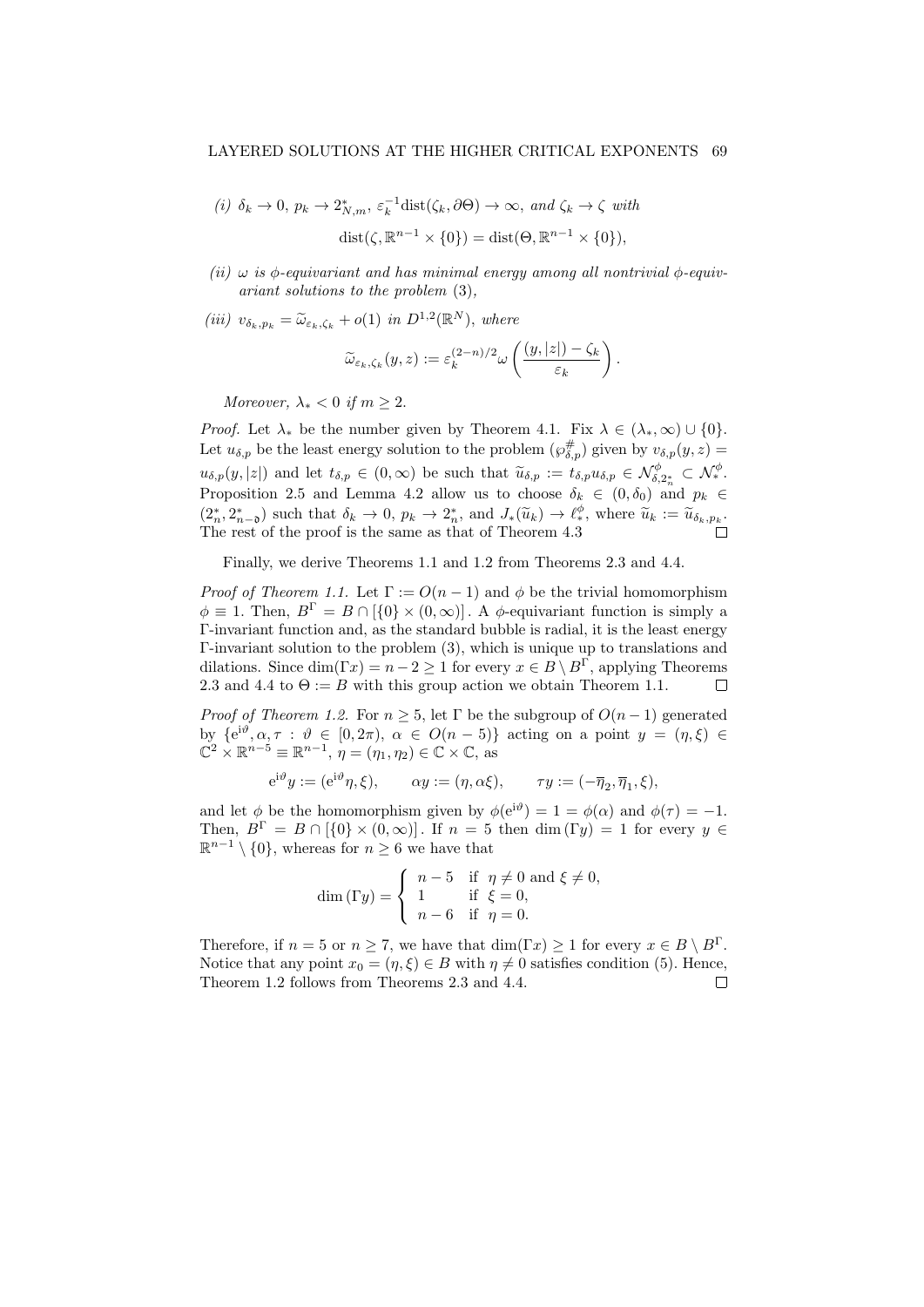*(i)* $\delta_k \to 0$, $p_k \to 2^*_{N,m}$, $\varepsilon_k^{-1}\mathrm{dist}(\zeta_k, \partial\Theta) \to \infty$, *and* $\zeta_k \to \zeta$ *with*

$$\mathrm{dist}(\zeta, \mathbb{R}^{n-1} \times \{0\}) = \mathrm{dist}(\Theta, \mathbb{R}^{n-1} \times \{0\}),$$

*(ii)* $\omega$ *is* $\phi$*-equivariant and has minimal energy among all nontrivial* $\phi$*-equivariant solutions to the problem* (3),

*(iii)* $v_{\delta_k,p_k} = \widetilde{\omega}_{\varepsilon_k,\zeta_k} + o(1)$ *in* $D^{1,2}(\mathbb{R}^N)$*, where*

$$\widetilde{\omega}_{\varepsilon_k,\zeta_k}(y,z) := \varepsilon_k^{(2-n)/2}\omega\left(\frac{(y,|z|) - \zeta_k}{\varepsilon_k}\right).$$

*Moreover,* $\lambda_* < 0$ *if* $m \geq 2$.

*Proof.* Let $\lambda_*$ be the number given by Theorem 4.1. Fix $\lambda \in (\lambda_*, \infty) \cup \{0\}$. Let $u_{\delta,p}$ be the least energy solution to the problem $(\wp^{\#}_{\delta,p})$ given by $v_{\delta,p}(y,z) = u_{\delta,p}(y,|z|)$ and let $t_{\delta,p} \in (0,\infty)$ be such that $\widetilde{u}_{\delta,p} := t_{\delta,p}u_{\delta,p} \in \mathcal{N}^{\phi}_{\delta,2^*_n} \subset \mathcal{N}^{\phi}_*$. Proposition 2.5 and Lemma 4.2 allow us to choose $\delta_k \in (0,\delta_0)$ and $p_k \in (2^*_n, 2^*_{n-\mathfrak{d}})$ such that $\delta_k \to 0$, $p_k \to 2^*_n$, and $J_*(\widetilde{u}_k) \to \ell^{\phi}_*$, where $\widetilde{u}_k := \widetilde{u}_{\delta_k,p_k}$. The rest of the proof is the same as that of Theorem 4.3 $\square$

Finally, we derive Theorems 1.1 and 1.2 from Theorems 2.3 and 4.4.

*Proof of Theorem 1.1.* Let $\Gamma := O(n-1)$ and $\phi$ be the trivial homomorphism $\phi \equiv 1$. Then, $B^\Gamma = B \cap [\{0\} \times (0,\infty)]$. A $\phi$-equivariant function is simply a $\Gamma$-invariant function and, as the standard bubble is radial, it is the least energy $\Gamma$-invariant solution to the problem (3), which is unique up to translations and dilations. Since $\dim(\Gamma x) = n-2 \geq 1$ for every $x \in B \setminus B^\Gamma$, applying Theorems 2.3 and 4.4 to $\Theta := B$ with this group action we obtain Theorem 1.1. $\square$

*Proof of Theorem 1.2.* For $n \geq 5$, let $\Gamma$ be the subgroup of $O(n-1)$ generated by $\{\mathrm{e}^{\mathrm{i}\vartheta}, \alpha, \tau : \vartheta \in [0,2\pi),\ \alpha \in O(n-5)\}$ acting on a point $y = (\eta,\xi) \in \mathbb{C}^2 \times \mathbb{R}^{n-5} \equiv \mathbb{R}^{n-1}$, $\eta = (\eta_1,\eta_2) \in \mathbb{C} \times \mathbb{C}$, as

$$\mathrm{e}^{\mathrm{i}\vartheta}y := (\mathrm{e}^{\mathrm{i}\vartheta}\eta, \xi), \qquad \alpha y := (\eta, \alpha\xi), \qquad \tau y := (-\overline{\eta}_2, \overline{\eta}_1, \xi),$$

and let $\phi$ be the homomorphism given by $\phi(\mathrm{e}^{\mathrm{i}\vartheta}) = 1 = \phi(\alpha)$ and $\phi(\tau) = -1$. Then, $B^\Gamma = B \cap [\{0\} \times (0,\infty)]$. If $n = 5$ then $\dim(\Gamma y) = 1$ for every $y \in \mathbb{R}^{n-1} \setminus \{0\}$, whereas for $n \geq 6$ we have that

$$\dim(\Gamma y) = \begin{cases} n-5 & \text{if } \eta \neq 0 \text{ and } \xi \neq 0, \\ 1 & \text{if } \xi = 0, \\ n-6 & \text{if } \eta = 0. \end{cases}$$

Therefore, if $n = 5$ or $n \geq 7$, we have that $\dim(\Gamma x) \geq 1$ for every $x \in B \setminus B^\Gamma$. Notice that any point $x_0 = (\eta,\xi) \in B$ with $\eta \neq 0$ satisfies condition (5). Hence, Theorem 1.2 follows from Theorems 2.3 and 4.4. $\square$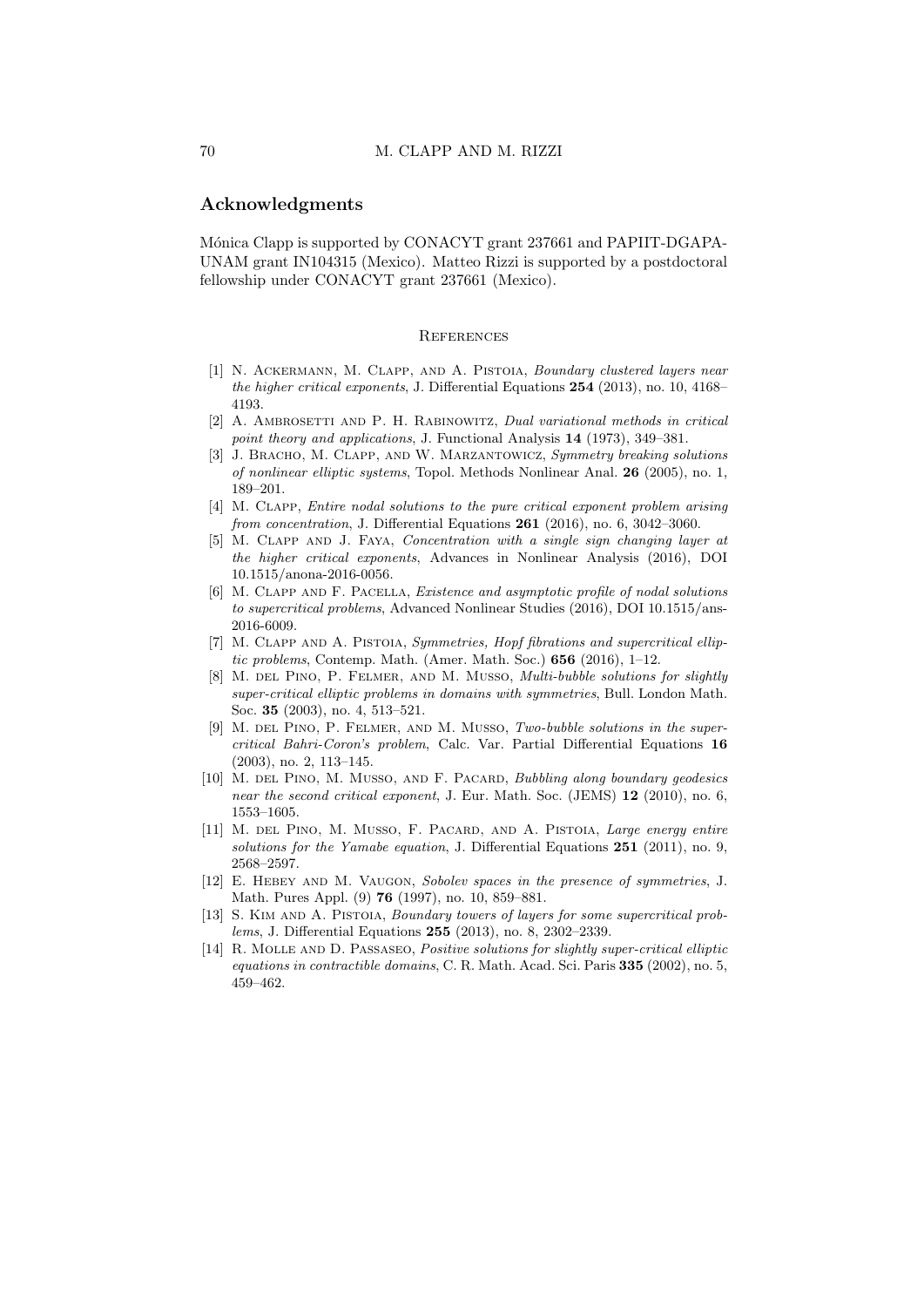## Acknowledgments

Mónica Clapp is supported by CONACYT grant 237661 and PAPIIT-DGAPA-UNAM grant IN104315 (Mexico). Matteo Rizzi is supported by a postdoctoral fellowship under CONACYT grant 237661 (Mexico).

## References

[1] N. Ackermann, M. Clapp, and A. Pistoia, *Boundary clustered layers near the higher critical exponents*, J. Differential Equations **254** (2013), no. 10, 4168–4193.

[2] A. Ambrosetti and P. H. Rabinowitz, *Dual variational methods in critical point theory and applications*, J. Functional Analysis **14** (1973), 349–381.

[3] J. Bracho, M. Clapp, and W. Marzantowicz, *Symmetry breaking solutions of nonlinear elliptic systems*, Topol. Methods Nonlinear Anal. **26** (2005), no. 1, 189–201.

[4] M. Clapp, *Entire nodal solutions to the pure critical exponent problem arising from concentration*, J. Differential Equations **261** (2016), no. 6, 3042–3060.

[5] M. Clapp and J. Faya, *Concentration with a single sign changing layer at the higher critical exponents*, Advances in Nonlinear Analysis (2016), DOI 10.1515/anona-2016-0056.

[6] M. Clapp and F. Pacella, *Existence and asymptotic profile of nodal solutions to supercritical problems*, Advanced Nonlinear Studies (2016), DOI 10.1515/ans-2016-6009.

[7] M. Clapp and A. Pistoia, *Symmetries, Hopf fibrations and supercritical elliptic problems*, Contemp. Math. (Amer. Math. Soc.) **656** (2016), 1–12.

[8] M. del Pino, P. Felmer, and M. Musso, *Multi-bubble solutions for slightly super-critical elliptic problems in domains with symmetries*, Bull. London Math. Soc. **35** (2003), no. 4, 513–521.

[9] M. del Pino, P. Felmer, and M. Musso, *Two-bubble solutions in the super-critical Bahri-Coron's problem*, Calc. Var. Partial Differential Equations **16** (2003), no. 2, 113–145.

[10] M. del Pino, M. Musso, and F. Pacard, *Bubbling along boundary geodesics near the second critical exponent*, J. Eur. Math. Soc. (JEMS) **12** (2010), no. 6, 1553–1605.

[11] M. del Pino, M. Musso, F. Pacard, and A. Pistoia, *Large energy entire solutions for the Yamabe equation*, J. Differential Equations **251** (2011), no. 9, 2568–2597.

[12] E. Hebey and M. Vaugon, *Sobolev spaces in the presence of symmetries*, J. Math. Pures Appl. (9) **76** (1997), no. 10, 859–881.

[13] S. Kim and A. Pistoia, *Boundary towers of layers for some supercritical problems*, J. Differential Equations **255** (2013), no. 8, 2302–2339.

[14] R. Molle and D. Passaseo, *Positive solutions for slightly super-critical elliptic equations in contractible domains*, C. R. Math. Acad. Sci. Paris **335** (2002), no. 5, 459–462.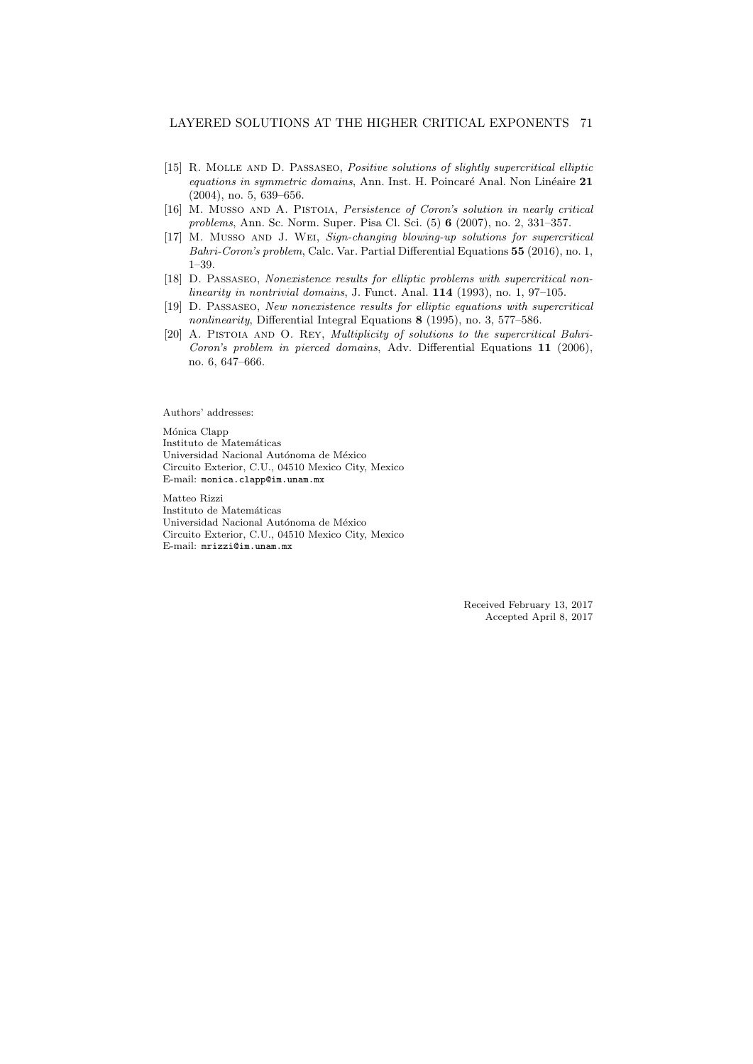[15] R. Molle and D. Passaseo, *Positive solutions of slightly supercritical elliptic equations in symmetric domains*, Ann. Inst. H. Poincaré Anal. Non Linéaire **21** (2004), no. 5, 639–656.

[16] M. Musso and A. Pistoia, *Persistence of Coron's solution in nearly critical problems*, Ann. Sc. Norm. Super. Pisa Cl. Sci. (5) **6** (2007), no. 2, 331–357.

[17] M. Musso and J. Wei, *Sign-changing blowing-up solutions for supercritical Bahri-Coron's problem*, Calc. Var. Partial Differential Equations **55** (2016), no. 1, 1–39.

[18] D. Passaseo, *Nonexistence results for elliptic problems with supercritical nonlinearity in nontrivial domains*, J. Funct. Anal. **114** (1993), no. 1, 97–105.

[19] D. Passaseo, *New nonexistence results for elliptic equations with supercritical nonlinearity*, Differential Integral Equations **8** (1995), no. 3, 577–586.

[20] A. Pistoia and O. Rey, *Multiplicity of solutions to the supercritical Bahri-Coron's problem in pierced domains*, Adv. Differential Equations **11** (2006), no. 6, 647–666.

Authors' addresses:

Mónica Clapp
Instituto de Matemáticas
Universidad Nacional Autónoma de México
Circuito Exterior, C.U., 04510 Mexico City, Mexico
E-mail: monica.clapp@im.unam.mx

Matteo Rizzi
Instituto de Matemáticas
Universidad Nacional Autónoma de México
Circuito Exterior, C.U., 04510 Mexico City, Mexico
E-mail: mrizzi@im.unam.mx

Received February 13, 2017
Accepted April 8, 2017